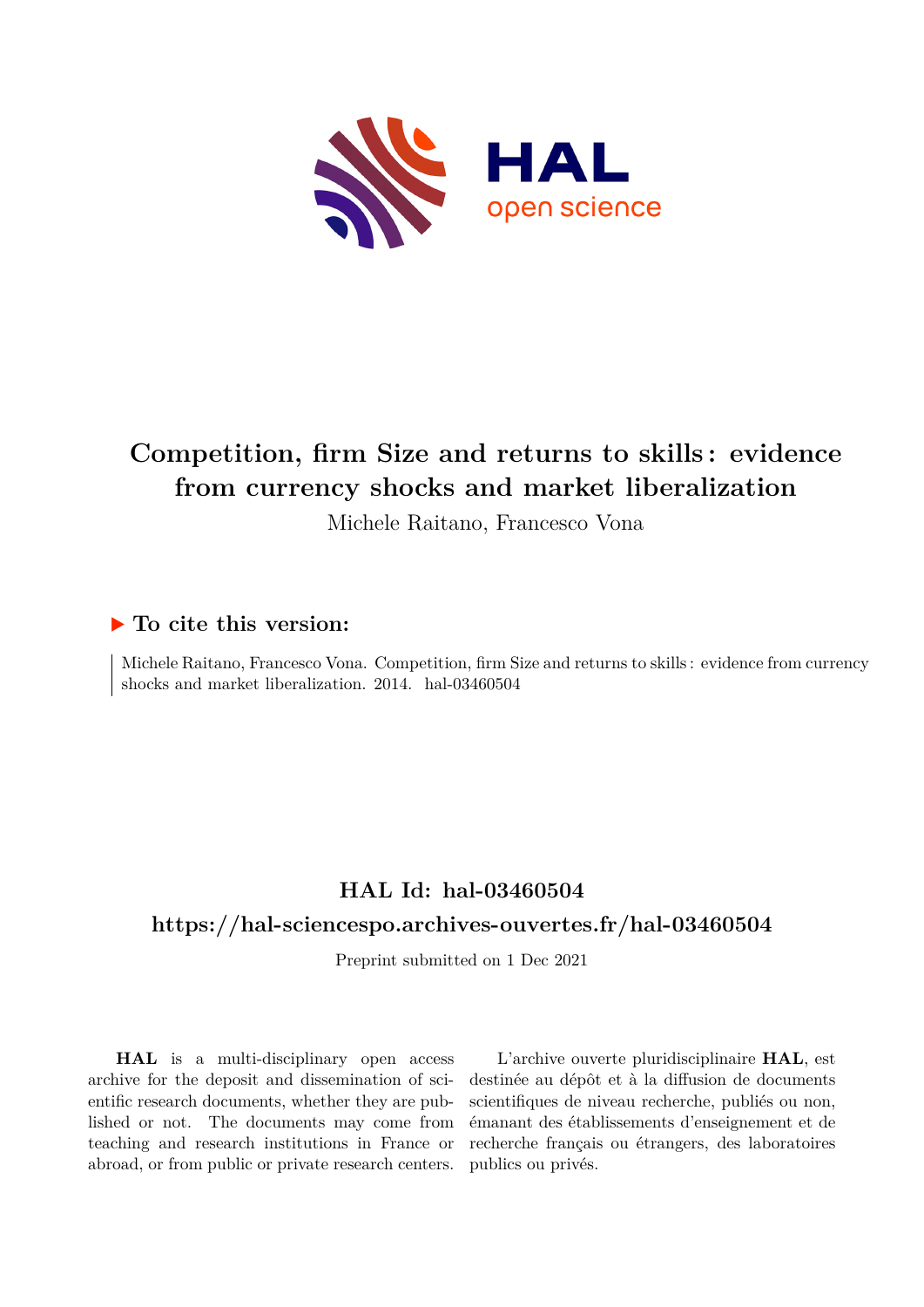# Competition, firm Size and returns to skills : evidence from currency shocks and market liberalization

Michele Raitano, Francesco Vona

## ▶ To cite this version:

Michele Raitano, Francesco Vona. Competition, firm Size and returns to skills : evidence from currency shocks and market liberalization. 2014. hal-03460504

## HAL Id: hal-03460504

## https://hal-sciencespo.archives-ouvertes.fr/hal-03460504

Preprint submitted on 1 Dec 2021

**HAL** is a multi-disciplinary open access archive for the deposit and dissemination of scientific research documents, whether they are published or not. The documents may come from teaching and research institutions in France or abroad, or from public or private research centers.

L'archive ouverte pluridisciplinaire **HAL**, est destinée au dépôt et à la diffusion de documents scientifiques de niveau recherche, publiés ou non, émanant des établissements d'enseignement et de recherche français ou étrangers, des laboratoires publics ou privés.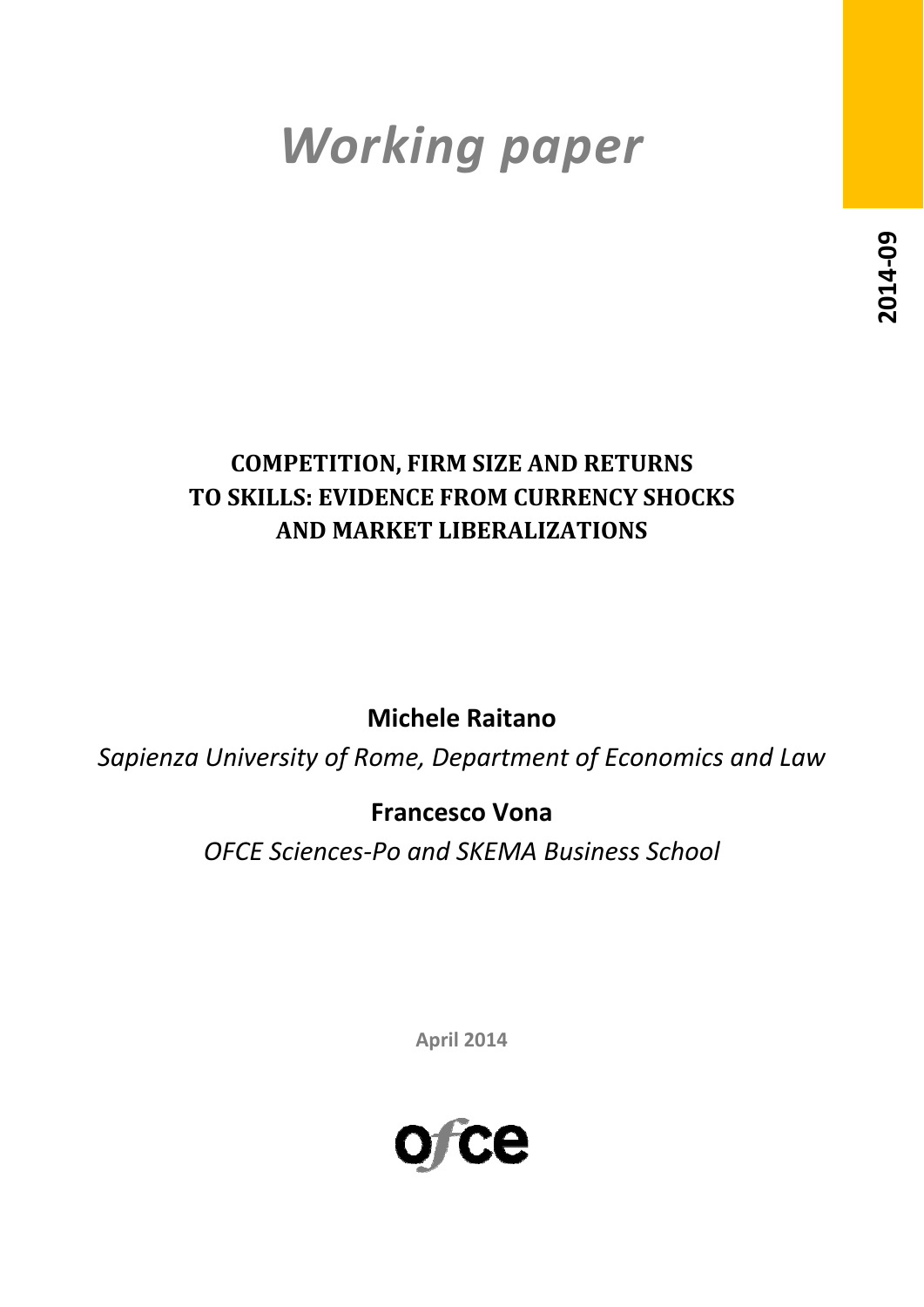# Working paper

2014-09

**COMPETITION, FIRM SIZE AND RETURNS TO SKILLS: EVIDENCE FROM CURRENCY SHOCKS AND MARKET LIBERALIZATIONS**

**Michele Raitano**

*Sapienza University of Rome, Department of Economics and Law*

**Francesco Vona**

*OFCE Sciences-Po and SKEMA Business School*

April 2014

ofce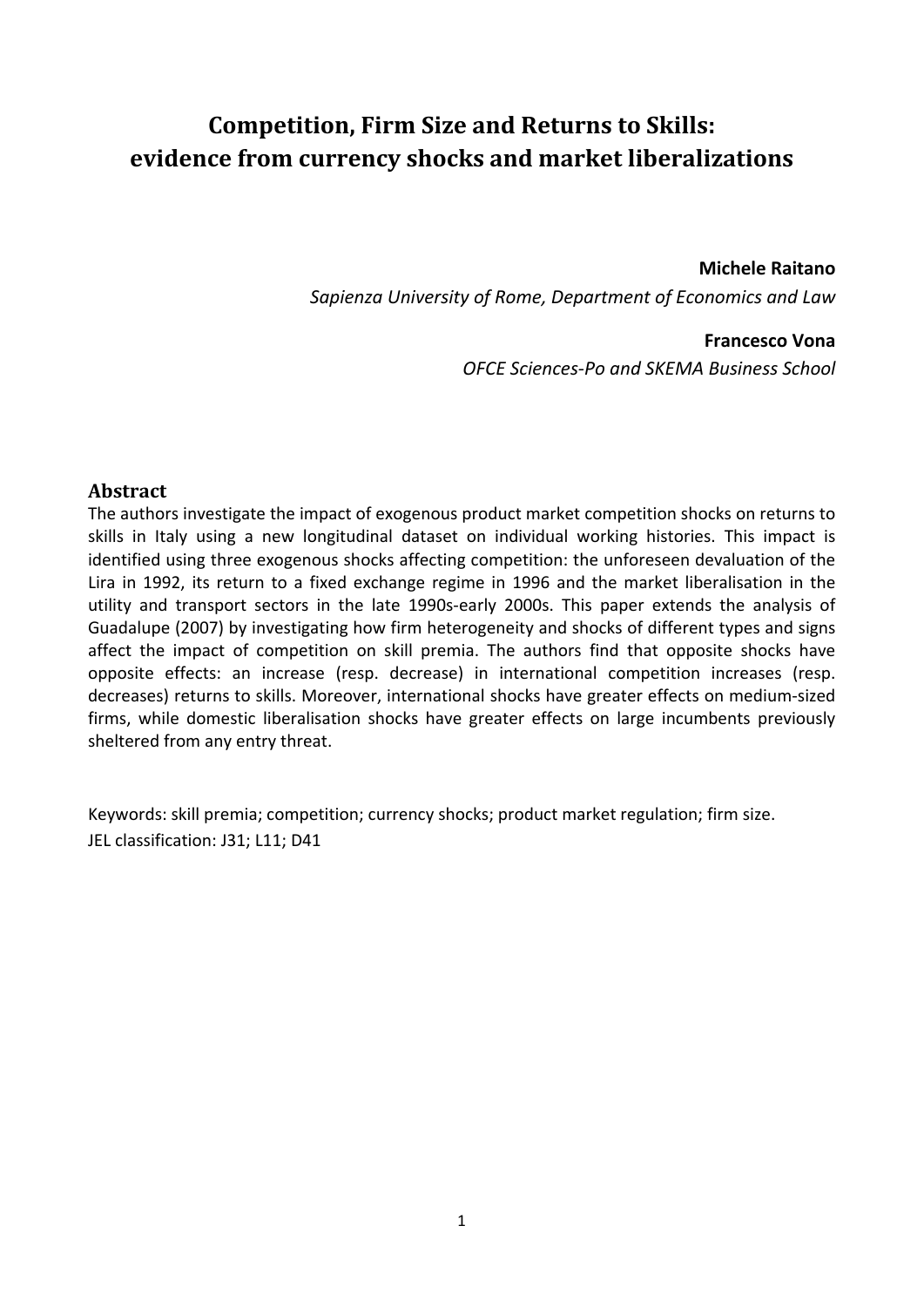# Competition, Firm Size and Returns to Skills: evidence from currency shocks and market liberalizations

**Michele Raitano**

*Sapienza University of Rome, Department of Economics and Law*

**Francesco Vona**

*OFCE Sciences-Po and SKEMA Business School*

## Abstract

The authors investigate the impact of exogenous product market competition shocks on returns to skills in Italy using a new longitudinal dataset on individual working histories. This impact is identified using three exogenous shocks affecting competition: the unforeseen devaluation of the Lira in 1992, its return to a fixed exchange regime in 1996 and the market liberalisation in the utility and transport sectors in the late 1990s-early 2000s. This paper extends the analysis of Guadalupe (2007) by investigating how firm heterogeneity and shocks of different types and signs affect the impact of competition on skill premia. The authors find that opposite shocks have opposite effects: an increase (resp. decrease) in international competition increases (resp. decreases) returns to skills. Moreover, international shocks have greater effects on medium-sized firms, while domestic liberalisation shocks have greater effects on large incumbents previously sheltered from any entry threat.

Keywords: skill premia; competition; currency shocks; product market regulation; firm size.

JEL classification: J31; L11; D41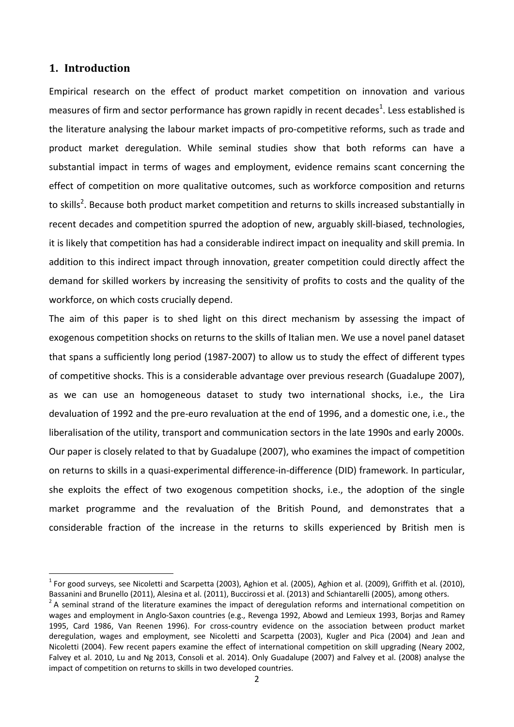## 1. Introduction

Empirical research on the effect of product market competition on innovation and various measures of firm and sector performance has grown rapidly in recent decades[1]. Less established is the literature analysing the labour market impacts of pro-competitive reforms, such as trade and product market deregulation. While seminal studies show that both reforms can have a substantial impact in terms of wages and employment, evidence remains scant concerning the effect of competition on more qualitative outcomes, such as workforce composition and returns to skills[2]. Because both product market competition and returns to skills increased substantially in recent decades and competition spurred the adoption of new, arguably skill-biased, technologies, it is likely that competition has had a considerable indirect impact on inequality and skill premia. In addition to this indirect impact through innovation, greater competition could directly affect the demand for skilled workers by increasing the sensitivity of profits to costs and the quality of the workforce, on which costs crucially depend.

The aim of this paper is to shed light on this direct mechanism by assessing the impact of exogenous competition shocks on returns to the skills of Italian men. We use a novel panel dataset that spans a sufficiently long period (1987-2007) to allow us to study the effect of different types of competitive shocks. This is a considerable advantage over previous research (Guadalupe 2007), as we can use an homogeneous dataset to study two international shocks, i.e., the Lira devaluation of 1992 and the pre-euro revaluation at the end of 1996, and a domestic one, i.e., the liberalisation of the utility, transport and communication sectors in the late 1990s and early 2000s. Our paper is closely related to that by Guadalupe (2007), who examines the impact of competition on returns to skills in a quasi-experimental difference-in-difference (DID) framework. In particular, she exploits the effect of two exogenous competition shocks, i.e., the adoption of the single market programme and the revaluation of the British Pound, and demonstrates that a considerable fraction of the increase in the returns to skills experienced by British men is

---

[1] For good surveys, see Nicoletti and Scarpetta (2003), Aghion et al. (2005), Aghion et al. (2009), Griffith et al. (2010), Bassanini and Brunello (2011), Alesina et al. (2011), Buccirossi et al. (2013) and Schiantarelli (2005), among others.

[2] A seminal strand of the literature examines the impact of deregulation reforms and international competition on wages and employment in Anglo-Saxon countries (e.g., Revenga 1992, Abowd and Lemieux 1993, Borjas and Ramey 1995, Card 1986, Van Reenen 1996). For cross-country evidence on the association between product market deregulation, wages and employment, see Nicoletti and Scarpetta (2003), Kugler and Pica (2004) and Jean and Nicoletti (2004). Few recent papers examine the effect of international competition on skill upgrading (Neary 2002, Falvey et al. 2010, Lu and Ng 2013, Consoli et al. 2014). Only Guadalupe (2007) and Falvey et al. (2008) analyse the impact of competition on returns to skills in two developed countries.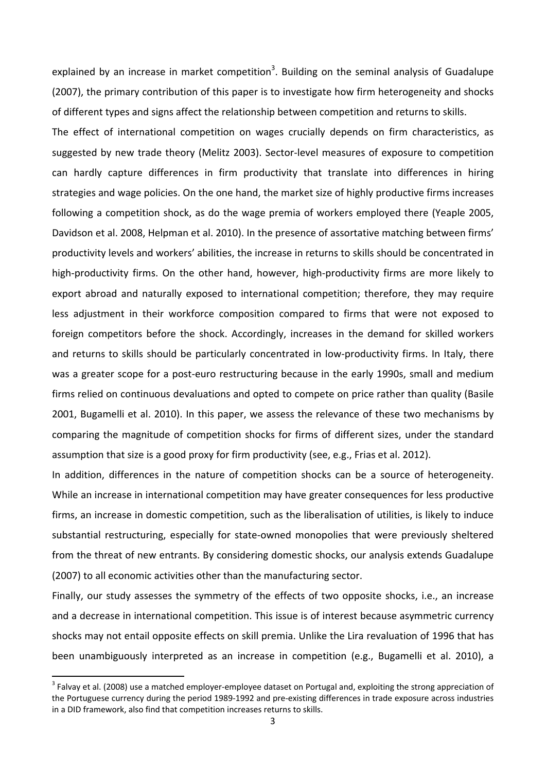explained by an increase in market competition[3]. Building on the seminal analysis of Guadalupe (2007), the primary contribution of this paper is to investigate how firm heterogeneity and shocks of different types and signs affect the relationship between competition and returns to skills.

The effect of international competition on wages crucially depends on firm characteristics, as suggested by new trade theory (Melitz 2003). Sector-level measures of exposure to competition can hardly capture differences in firm productivity that translate into differences in hiring strategies and wage policies. On the one hand, the market size of highly productive firms increases following a competition shock, as do the wage premia of workers employed there (Yeaple 2005, Davidson et al. 2008, Helpman et al. 2010). In the presence of assortative matching between firms' productivity levels and workers' abilities, the increase in returns to skills should be concentrated in high-productivity firms. On the other hand, however, high-productivity firms are more likely to export abroad and naturally exposed to international competition; therefore, they may require less adjustment in their workforce composition compared to firms that were not exposed to foreign competitors before the shock. Accordingly, increases in the demand for skilled workers and returns to skills should be particularly concentrated in low-productivity firms. In Italy, there was a greater scope for a post-euro restructuring because in the early 1990s, small and medium firms relied on continuous devaluations and opted to compete on price rather than quality (Basile 2001, Bugamelli et al. 2010). In this paper, we assess the relevance of these two mechanisms by comparing the magnitude of competition shocks for firms of different sizes, under the standard assumption that size is a good proxy for firm productivity (see, e.g., Frias et al. 2012).

In addition, differences in the nature of competition shocks can be a source of heterogeneity. While an increase in international competition may have greater consequences for less productive firms, an increase in domestic competition, such as the liberalisation of utilities, is likely to induce substantial restructuring, especially for state-owned monopolies that were previously sheltered from the threat of new entrants. By considering domestic shocks, our analysis extends Guadalupe (2007) to all economic activities other than the manufacturing sector.

Finally, our study assesses the symmetry of the effects of two opposite shocks, i.e., an increase and a decrease in international competition. This issue is of interest because asymmetric currency shocks may not entail opposite effects on skill premia. Unlike the Lira revaluation of 1996 that has been unambiguously interpreted as an increase in competition (e.g., Bugamelli et al. 2010), a

[3] Falvay et al. (2008) use a matched employer-employee dataset on Portugal and, exploiting the strong appreciation of the Portuguese currency during the period 1989-1992 and pre-existing differences in trade exposure across industries in a DID framework, also find that competition increases returns to skills.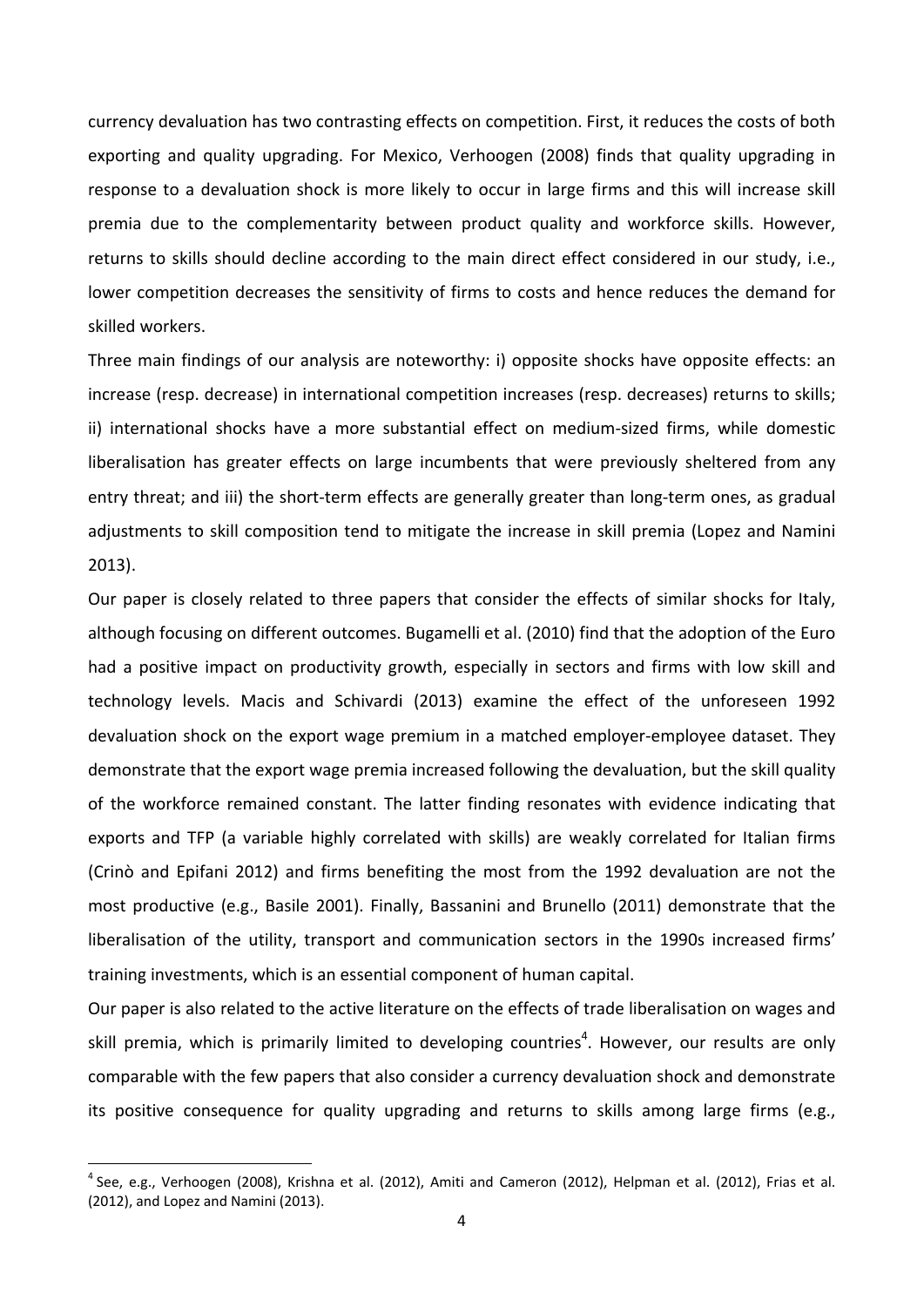currency devaluation has two contrasting effects on competition. First, it reduces the costs of both exporting and quality upgrading. For Mexico, Verhoogen (2008) finds that quality upgrading in response to a devaluation shock is more likely to occur in large firms and this will increase skill premia due to the complementarity between product quality and workforce skills. However, returns to skills should decline according to the main direct effect considered in our study, i.e., lower competition decreases the sensitivity of firms to costs and hence reduces the demand for skilled workers.

Three main findings of our analysis are noteworthy: i) opposite shocks have opposite effects: an increase (resp. decrease) in international competition increases (resp. decreases) returns to skills; ii) international shocks have a more substantial effect on medium-sized firms, while domestic liberalisation has greater effects on large incumbents that were previously sheltered from any entry threat; and iii) the short-term effects are generally greater than long-term ones, as gradual adjustments to skill composition tend to mitigate the increase in skill premia (Lopez and Namini 2013).

Our paper is closely related to three papers that consider the effects of similar shocks for Italy, although focusing on different outcomes. Bugamelli et al. (2010) find that the adoption of the Euro had a positive impact on productivity growth, especially in sectors and firms with low skill and technology levels. Macis and Schivardi (2013) examine the effect of the unforeseen 1992 devaluation shock on the export wage premium in a matched employer-employee dataset. They demonstrate that the export wage premia increased following the devaluation, but the skill quality of the workforce remained constant. The latter finding resonates with evidence indicating that exports and TFP (a variable highly correlated with skills) are weakly correlated for Italian firms (Crinò and Epifani 2012) and firms benefiting the most from the 1992 devaluation are not the most productive (e.g., Basile 2001). Finally, Bassanini and Brunello (2011) demonstrate that the liberalisation of the utility, transport and communication sectors in the 1990s increased firms' training investments, which is an essential component of human capital.

Our paper is also related to the active literature on the effects of trade liberalisation on wages and skill premia, which is primarily limited to developing countries[4]. However, our results are only comparable with the few papers that also consider a currency devaluation shock and demonstrate its positive consequence for quality upgrading and returns to skills among large firms (e.g.,

---

[4] See, e.g., Verhoogen (2008), Krishna et al. (2012), Amiti and Cameron (2012), Helpman et al. (2012), Frias et al. (2012), and Lopez and Namini (2013).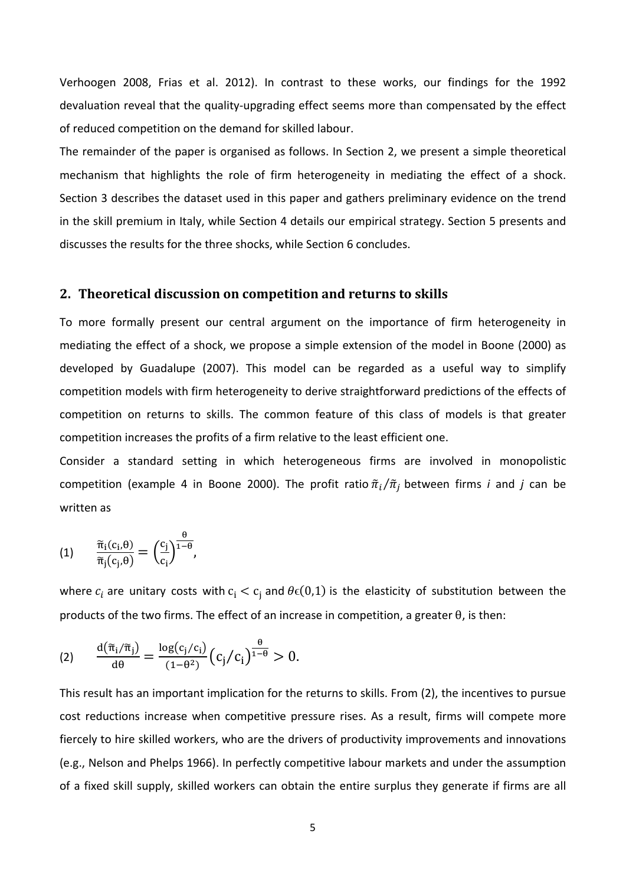Verhoogen 2008, Frias et al. 2012). In contrast to these works, our findings for the 1992 devaluation reveal that the quality-upgrading effect seems more than compensated by the effect of reduced competition on the demand for skilled labour.

The remainder of the paper is organised as follows. In Section 2, we present a simple theoretical mechanism that highlights the role of firm heterogeneity in mediating the effect of a shock. Section 3 describes the dataset used in this paper and gathers preliminary evidence on the trend in the skill premium in Italy, while Section 4 details our empirical strategy. Section 5 presents and discusses the results for the three shocks, while Section 6 concludes.

## 2. Theoretical discussion on competition and returns to skills

To more formally present our central argument on the importance of firm heterogeneity in mediating the effect of a shock, we propose a simple extension of the model in Boone (2000) as developed by Guadalupe (2007). This model can be regarded as a useful way to simplify competition models with firm heterogeneity to derive straightforward predictions of the effects of competition on returns to skills. The common feature of this class of models is that greater competition increases the profits of a firm relative to the least efficient one.

Consider a standard setting in which heterogeneous firms are involved in monopolistic competition (example 4 in Boone 2000). The profit ratio $\tilde{\pi}_i/\tilde{\pi}_j$ between firms *i* and *j* can be written as

$$(1) \qquad \frac{\tilde{\pi}_i(c_i,\theta)}{\tilde{\pi}_j(c_j,\theta)} = \left(\frac{c_j}{c_i}\right)^{\frac{\theta}{1-\theta}},$$

where $c_i$ are unitary costs with $c_i < c_j$ and $\theta \epsilon (0,1)$ is the elasticity of substitution between the products of the two firms. The effect of an increase in competition, a greater $\theta$, is then:

$$(2) \qquad \frac{d(\tilde{\pi}_i/\tilde{\pi}_j)}{d\theta} = \frac{\log(c_j/c_i)}{(1-\theta^2)}\left(c_j/c_i\right)^{\frac{\theta}{1-\theta}} > 0.$$

This result has an important implication for the returns to skills. From (2), the incentives to pursue cost reductions increase when competitive pressure rises. As a result, firms will compete more fiercely to hire skilled workers, who are the drivers of productivity improvements and innovations (e.g., Nelson and Phelps 1966). In perfectly competitive labour markets and under the assumption of a fixed skill supply, skilled workers can obtain the entire surplus they generate if firms are all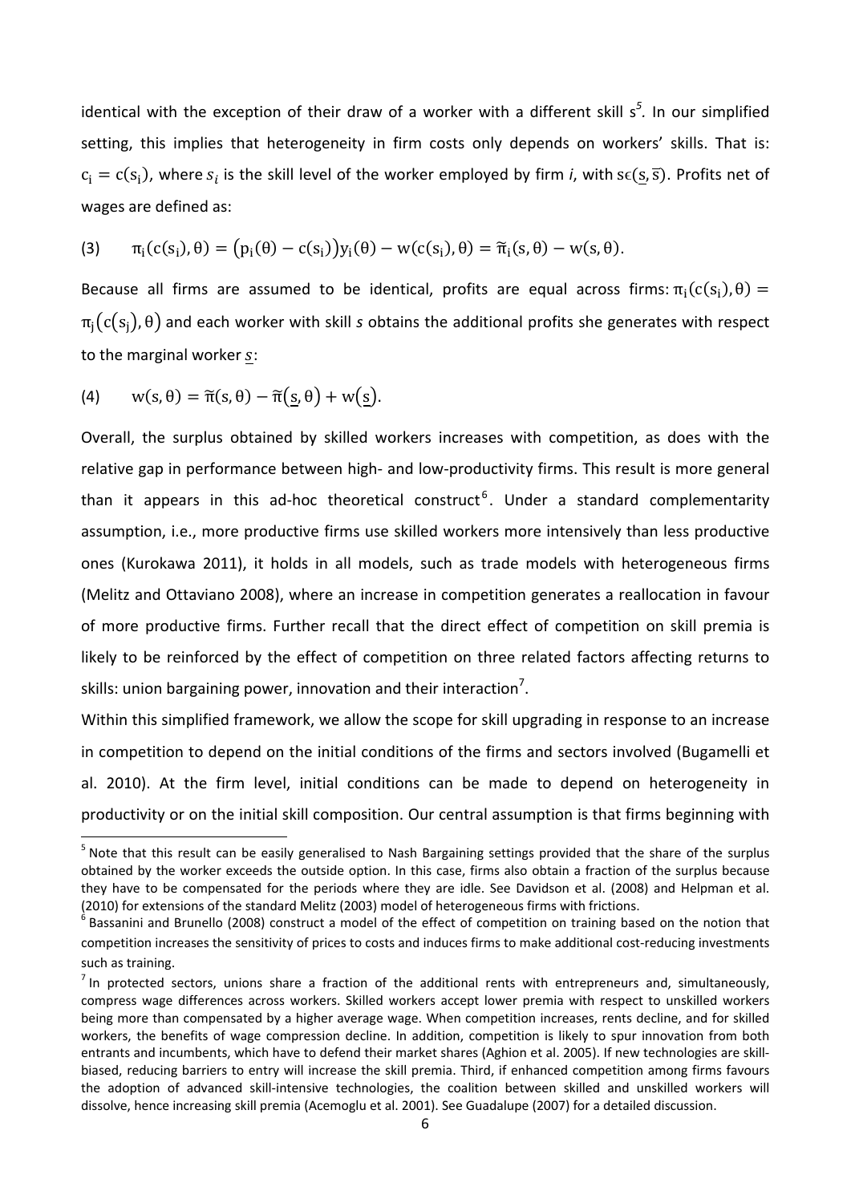identical with the exception of their draw of a worker with a different skill $s$[5]. In our simplified setting, this implies that heterogeneity in firm costs only depends on workers' skills. That is: $c_i = c(s_i)$, where $s_i$ is the skill level of the worker employed by firm *i*, with $s \epsilon (\underline{s}, \overline{s})$. Profits net of wages are defined as:

$$(3) \qquad \pi_i(c(s_i), \theta) = \big(p_i(\theta) - c(s_i)\big)y_i(\theta) - w(c(s_i), \theta) = \tilde{\pi}_i(s, \theta) - w(s, \theta).$$

Because all firms are assumed to be identical, profits are equal across firms: $\pi_i(c(s_i), \theta) = \pi_j(c(s_j), \theta)$ and each worker with skill *s* obtains the additional profits she generates with respect to the marginal worker $\underline{s}$:

$$(4) \qquad w(s, \theta) = \tilde{\pi}(s, \theta) - \tilde{\pi}(\underline{s}, \theta) + w(\underline{s}).$$

Overall, the surplus obtained by skilled workers increases with competition, as does with the relative gap in performance between high- and low-productivity firms. This result is more general than it appears in this ad-hoc theoretical construct[6]. Under a standard complementarity assumption, i.e., more productive firms use skilled workers more intensively than less productive ones (Kurokawa 2011), it holds in all models, such as trade models with heterogeneous firms (Melitz and Ottaviano 2008), where an increase in competition generates a reallocation in favour of more productive firms. Further recall that the direct effect of competition on skill premia is likely to be reinforced by the effect of competition on three related factors affecting returns to skills: union bargaining power, innovation and their interaction[7].

Within this simplified framework, we allow the scope for skill upgrading in response to an increase in competition to depend on the initial conditions of the firms and sectors involved (Bugamelli et al. 2010). At the firm level, initial conditions can be made to depend on heterogeneity in productivity or on the initial skill composition. Our central assumption is that firms beginning with

[5] Note that this result can be easily generalised to Nash Bargaining settings provided that the share of the surplus obtained by the worker exceeds the outside option. In this case, firms also obtain a fraction of the surplus because they have to be compensated for the periods where they are idle. See Davidson et al. (2008) and Helpman et al. (2010) for extensions of the standard Melitz (2003) model of heterogeneous firms with frictions.

[6] Bassanini and Brunello (2008) construct a model of the effect of competition on training based on the notion that competition increases the sensitivity of prices to costs and induces firms to make additional cost-reducing investments such as training.

[7] In protected sectors, unions share a fraction of the additional rents with entrepreneurs and, simultaneously, compress wage differences across workers. Skilled workers accept lower premia with respect to unskilled workers being more than compensated by a higher average wage. When competition increases, rents decline, and for skilled workers, the benefits of wage compression decline. In addition, competition is likely to spur innovation from both entrants and incumbents, which have to defend their market shares (Aghion et al. 2005). If new technologies are skill-biased, reducing barriers to entry will increase the skill premia. Third, if enhanced competition among firms favours the adoption of advanced skill-intensive technologies, the coalition between skilled and unskilled workers will dissolve, hence increasing skill premia (Acemoglu et al. 2001). See Guadalupe (2007) for a detailed discussion.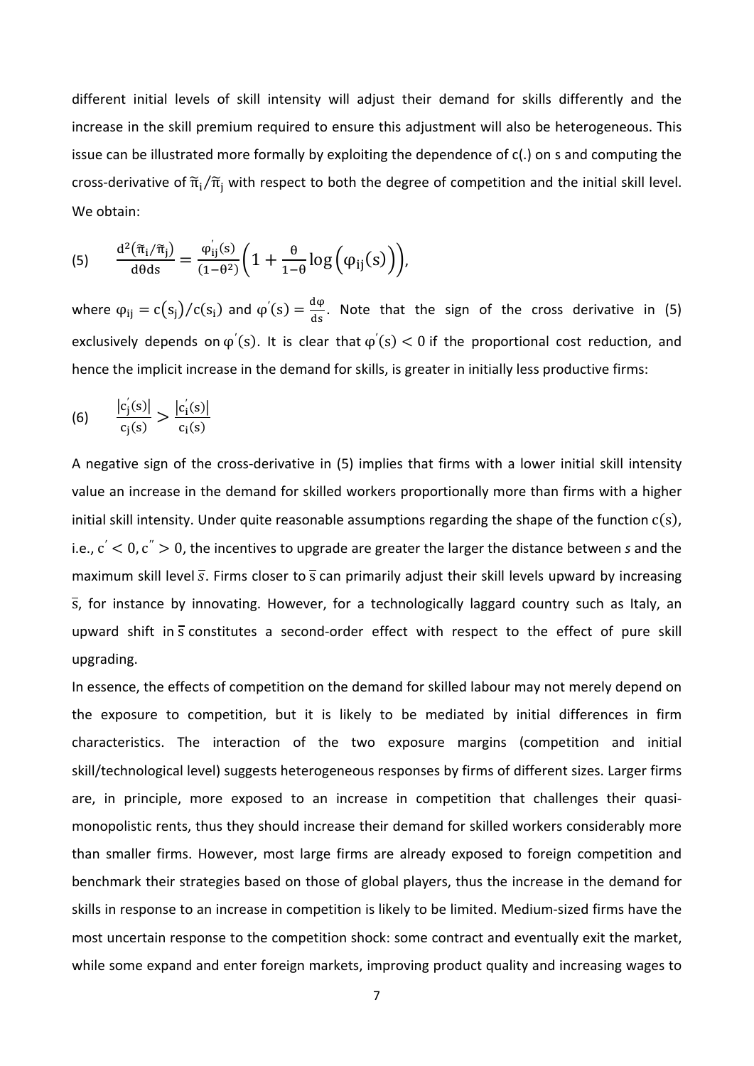different initial levels of skill intensity will adjust their demand for skills differently and the increase in the skill premium required to ensure this adjustment will also be heterogeneous. This issue can be illustrated more formally by exploiting the dependence of c(.) on s and computing the cross-derivative of $\tilde{\pi}_i/\tilde{\pi}_j$ with respect to both the degree of competition and the initial skill level. We obtain:

$$\text{(5)} \qquad \frac{d^2(\tilde{\pi}_i/\tilde{\pi}_j)}{d\theta ds} = \frac{\varphi_{ij}^{'}(s)}{(1-\theta^2)}\left(1 + \frac{\theta}{1-\theta}\log\left(\varphi_{ij}(s)\right)\right),$$

where $\varphi_{ij} = c(s_j)/c(s_i)$ and $\varphi^{'}(s) = \frac{d\varphi}{ds}$. Note that the sign of the cross derivative in (5) exclusively depends on $\varphi^{'}(s)$. It is clear that $\varphi^{'}(s) < 0$ if the proportional cost reduction, and hence the implicit increase in the demand for skills, is greater in initially less productive firms:

$$\text{(6)} \qquad \frac{|c_j^{'}(s)|}{c_j(s)} > \frac{|c_i^{'}(s)|}{c_i(s)}$$

A negative sign of the cross-derivative in (5) implies that firms with a lower initial skill intensity value an increase in the demand for skilled workers proportionally more than firms with a higher initial skill intensity. Under quite reasonable assumptions regarding the shape of the function $c(s)$, i.e., $c^{'} < 0, c^{''} > 0$, the incentives to upgrade are greater the larger the distance between *s* and the maximum skill level $\bar{s}$. Firms closer to $\bar{s}$ can primarily adjust their skill levels upward by increasing $\bar{s}$, for instance by innovating. However, for a technologically laggard country such as Italy, an upward shift in $\bar{s}$ constitutes a second-order effect with respect to the effect of pure skill upgrading.

In essence, the effects of competition on the demand for skilled labour may not merely depend on the exposure to competition, but it is likely to be mediated by initial differences in firm characteristics. The interaction of the two exposure margins (competition and initial skill/technological level) suggests heterogeneous responses by firms of different sizes. Larger firms are, in principle, more exposed to an increase in competition that challenges their quasi-monopolistic rents, thus they should increase their demand for skilled workers considerably more than smaller firms. However, most large firms are already exposed to foreign competition and benchmark their strategies based on those of global players, thus the increase in the demand for skills in response to an increase in competition is likely to be limited. Medium-sized firms have the most uncertain response to the competition shock: some contract and eventually exit the market, while some expand and enter foreign markets, improving product quality and increasing wages to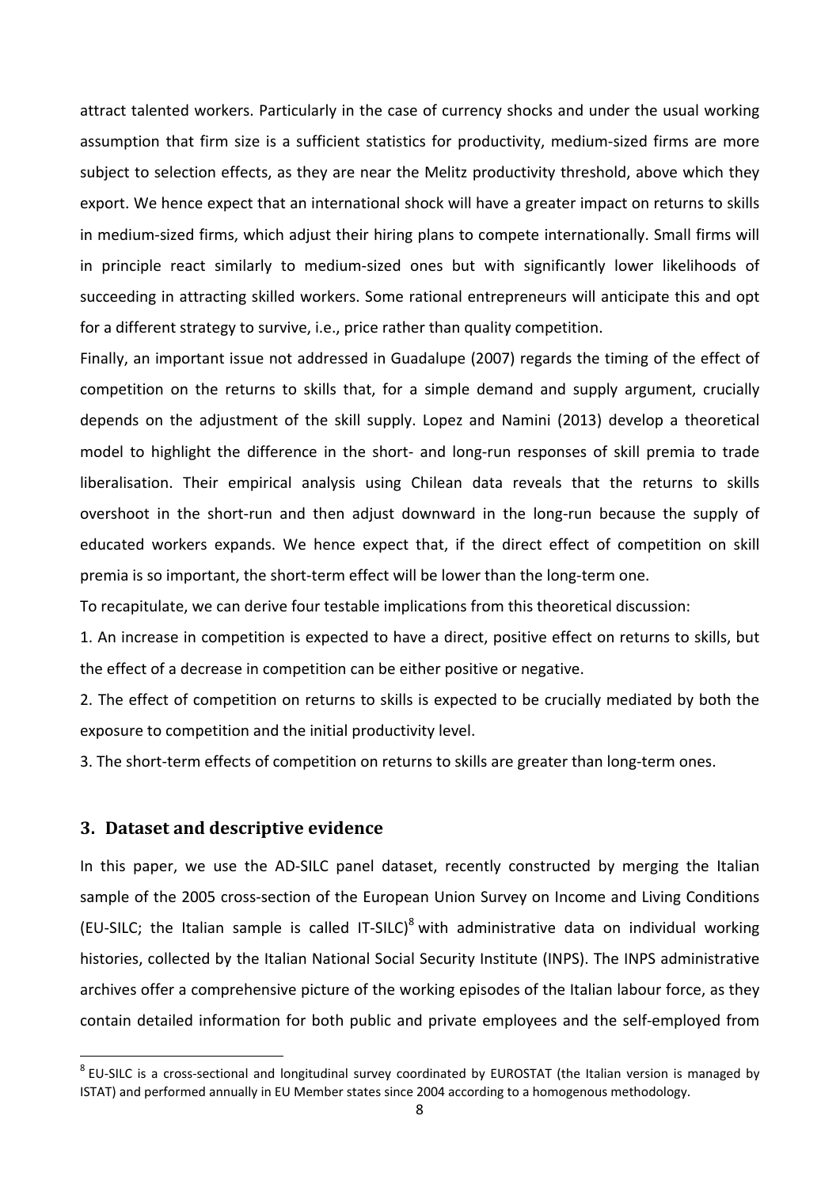attract talented workers. Particularly in the case of currency shocks and under the usual working assumption that firm size is a sufficient statistics for productivity, medium-sized firms are more subject to selection effects, as they are near the Melitz productivity threshold, above which they export. We hence expect that an international shock will have a greater impact on returns to skills in medium-sized firms, which adjust their hiring plans to compete internationally. Small firms will in principle react similarly to medium-sized ones but with significantly lower likelihoods of succeeding in attracting skilled workers. Some rational entrepreneurs will anticipate this and opt for a different strategy to survive, i.e., price rather than quality competition.

Finally, an important issue not addressed in Guadalupe (2007) regards the timing of the effect of competition on the returns to skills that, for a simple demand and supply argument, crucially depends on the adjustment of the skill supply. Lopez and Namini (2013) develop a theoretical model to highlight the difference in the short- and long-run responses of skill premia to trade liberalisation. Their empirical analysis using Chilean data reveals that the returns to skills overshoot in the short-run and then adjust downward in the long-run because the supply of educated workers expands. We hence expect that, if the direct effect of competition on skill premia is so important, the short-term effect will be lower than the long-term one.

To recapitulate, we can derive four testable implications from this theoretical discussion:

1. An increase in competition is expected to have a direct, positive effect on returns to skills, but the effect of a decrease in competition can be either positive or negative.

2. The effect of competition on returns to skills is expected to be crucially mediated by both the exposure to competition and the initial productivity level.

3. The short-term effects of competition on returns to skills are greater than long-term ones.

## 3. Dataset and descriptive evidence

In this paper, we use the AD-SILC panel dataset, recently constructed by merging the Italian sample of the 2005 cross-section of the European Union Survey on Income and Living Conditions (EU-SILC; the Italian sample is called IT-SILC)[8] with administrative data on individual working histories, collected by the Italian National Social Security Institute (INPS). The INPS administrative archives offer a comprehensive picture of the working episodes of the Italian labour force, as they contain detailed information for both public and private employees and the self-employed from

[8] EU-SILC is a cross-sectional and longitudinal survey coordinated by EUROSTAT (the Italian version is managed by ISTAT) and performed annually in EU Member states since 2004 according to a homogenous methodology.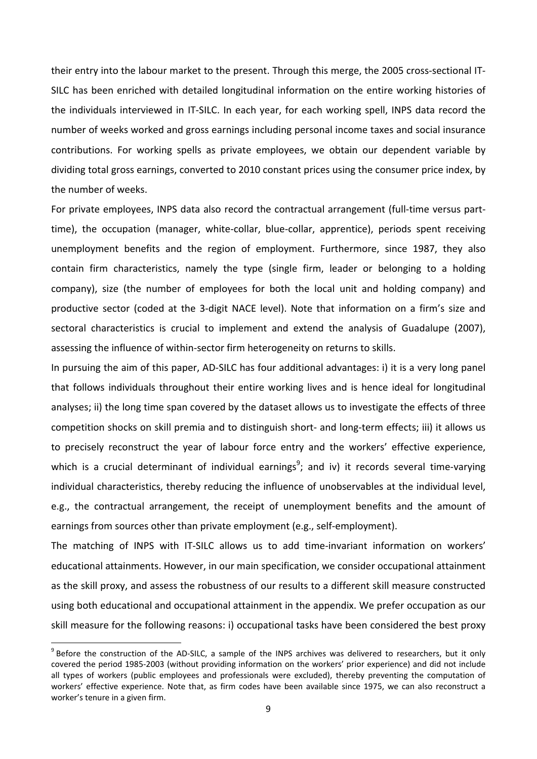their entry into the labour market to the present. Through this merge, the 2005 cross-sectional IT-SILC has been enriched with detailed longitudinal information on the entire working histories of the individuals interviewed in IT-SILC. In each year, for each working spell, INPS data record the number of weeks worked and gross earnings including personal income taxes and social insurance contributions. For working spells as private employees, we obtain our dependent variable by dividing total gross earnings, converted to 2010 constant prices using the consumer price index, by the number of weeks.

For private employees, INPS data also record the contractual arrangement (full-time versus part-time), the occupation (manager, white-collar, blue-collar, apprentice), periods spent receiving unemployment benefits and the region of employment. Furthermore, since 1987, they also contain firm characteristics, namely the type (single firm, leader or belonging to a holding company), size (the number of employees for both the local unit and holding company) and productive sector (coded at the 3-digit NACE level). Note that information on a firm's size and sectoral characteristics is crucial to implement and extend the analysis of Guadalupe (2007), assessing the influence of within-sector firm heterogeneity on returns to skills.

In pursuing the aim of this paper, AD-SILC has four additional advantages: i) it is a very long panel that follows individuals throughout their entire working lives and is hence ideal for longitudinal analyses; ii) the long time span covered by the dataset allows us to investigate the effects of three competition shocks on skill premia and to distinguish short- and long-term effects; iii) it allows us to precisely reconstruct the year of labour force entry and the workers' effective experience, which is a crucial determinant of individual earnings[9]; and iv) it records several time-varying individual characteristics, thereby reducing the influence of unobservables at the individual level, e.g., the contractual arrangement, the receipt of unemployment benefits and the amount of earnings from sources other than private employment (e.g., self-employment).

The matching of INPS with IT-SILC allows us to add time-invariant information on workers' educational attainments. However, in our main specification, we consider occupational attainment as the skill proxy, and assess the robustness of our results to a different skill measure constructed using both educational and occupational attainment in the appendix. We prefer occupation as our skill measure for the following reasons: i) occupational tasks have been considered the best proxy

[9] Before the construction of the AD-SILC, a sample of the INPS archives was delivered to researchers, but it only covered the period 1985-2003 (without providing information on the workers' prior experience) and did not include all types of workers (public employees and professionals were excluded), thereby preventing the computation of workers' effective experience. Note that, as firm codes have been available since 1975, we can also reconstruct a worker's tenure in a given firm.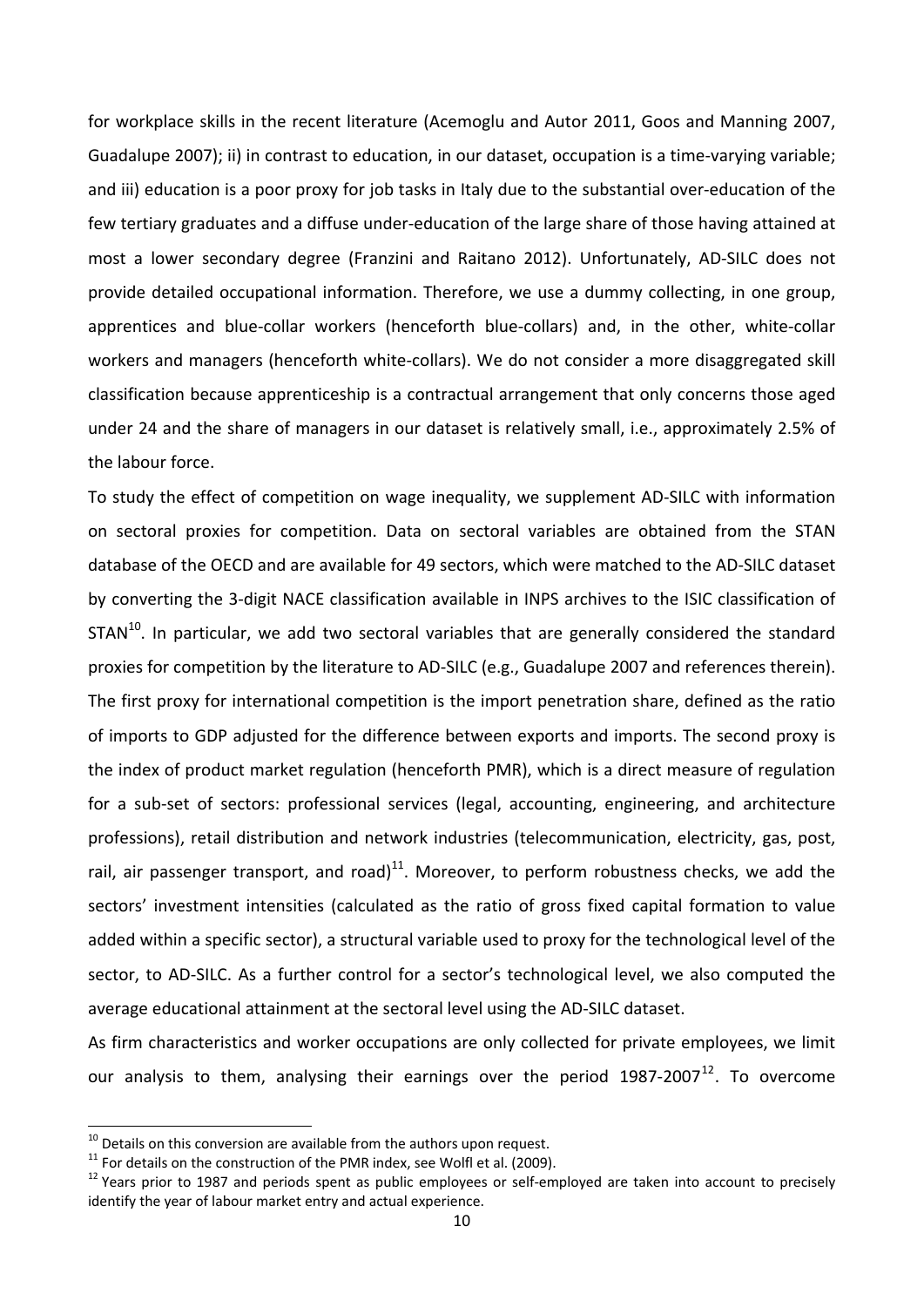for workplace skills in the recent literature (Acemoglu and Autor 2011, Goos and Manning 2007, Guadalupe 2007); ii) in contrast to education, in our dataset, occupation is a time-varying variable; and iii) education is a poor proxy for job tasks in Italy due to the substantial over-education of the few tertiary graduates and a diffuse under-education of the large share of those having attained at most a lower secondary degree (Franzini and Raitano 2012). Unfortunately, AD-SILC does not provide detailed occupational information. Therefore, we use a dummy collecting, in one group, apprentices and blue-collar workers (henceforth blue-collars) and, in the other, white-collar workers and managers (henceforth white-collars). We do not consider a more disaggregated skill classification because apprenticeship is a contractual arrangement that only concerns those aged under 24 and the share of managers in our dataset is relatively small, i.e., approximately 2.5% of the labour force.

To study the effect of competition on wage inequality, we supplement AD-SILC with information on sectoral proxies for competition. Data on sectoral variables are obtained from the STAN database of the OECD and are available for 49 sectors, which were matched to the AD-SILC dataset by converting the 3-digit NACE classification available in INPS archives to the ISIC classification of STAN[10]. In particular, we add two sectoral variables that are generally considered the standard proxies for competition by the literature to AD-SILC (e.g., Guadalupe 2007 and references therein). The first proxy for international competition is the import penetration share, defined as the ratio of imports to GDP adjusted for the difference between exports and imports. The second proxy is the index of product market regulation (henceforth PMR), which is a direct measure of regulation for a sub-set of sectors: professional services (legal, accounting, engineering, and architecture professions), retail distribution and network industries (telecommunication, electricity, gas, post, rail, air passenger transport, and road)[11]. Moreover, to perform robustness checks, we add the sectors' investment intensities (calculated as the ratio of gross fixed capital formation to value added within a specific sector), a structural variable used to proxy for the technological level of the sector, to AD-SILC. As a further control for a sector's technological level, we also computed the average educational attainment at the sectoral level using the AD-SILC dataset.

As firm characteristics and worker occupations are only collected for private employees, we limit our analysis to them, analysing their earnings over the period 1987-2007[12]. To overcome

[10] Details on this conversion are available from the authors upon request.

[11] For details on the construction of the PMR index, see Wolfl et al. (2009).

[12] Years prior to 1987 and periods spent as public employees or self-employed are taken into account to precisely identify the year of labour market entry and actual experience.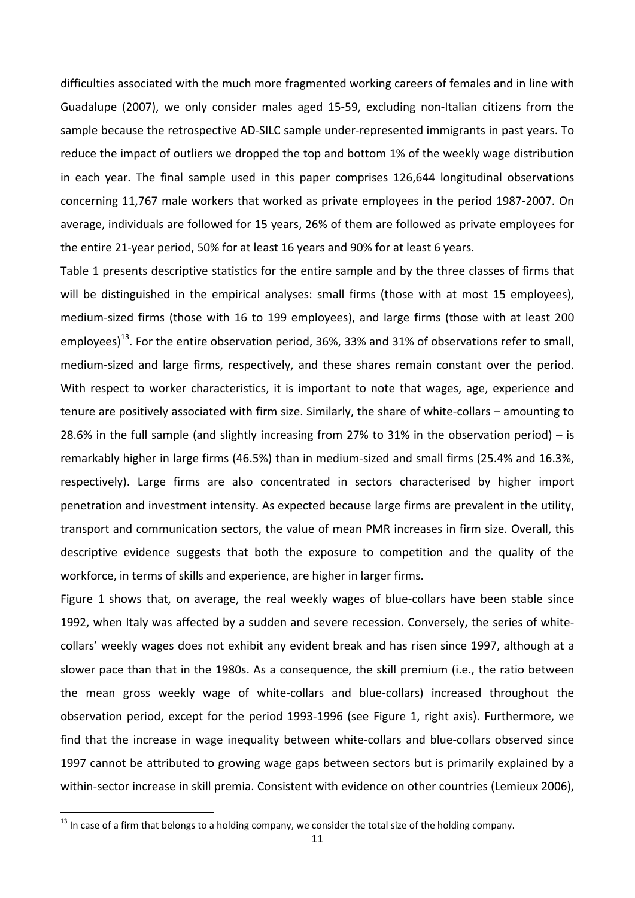difficulties associated with the much more fragmented working careers of females and in line with Guadalupe (2007), we only consider males aged 15-59, excluding non-Italian citizens from the sample because the retrospective AD-SILC sample under-represented immigrants in past years. To reduce the impact of outliers we dropped the top and bottom 1% of the weekly wage distribution in each year. The final sample used in this paper comprises 126,644 longitudinal observations concerning 11,767 male workers that worked as private employees in the period 1987-2007. On average, individuals are followed for 15 years, 26% of them are followed as private employees for the entire 21-year period, 50% for at least 16 years and 90% for at least 6 years.

Table 1 presents descriptive statistics for the entire sample and by the three classes of firms that will be distinguished in the empirical analyses: small firms (those with at most 15 employees), medium-sized firms (those with 16 to 199 employees), and large firms (those with at least 200 employees)[13]. For the entire observation period, 36%, 33% and 31% of observations refer to small, medium-sized and large firms, respectively, and these shares remain constant over the period. With respect to worker characteristics, it is important to note that wages, age, experience and tenure are positively associated with firm size. Similarly, the share of white-collars – amounting to 28.6% in the full sample (and slightly increasing from 27% to 31% in the observation period) – is remarkably higher in large firms (46.5%) than in medium-sized and small firms (25.4% and 16.3%, respectively). Large firms are also concentrated in sectors characterised by higher import penetration and investment intensity. As expected because large firms are prevalent in the utility, transport and communication sectors, the value of mean PMR increases in firm size. Overall, this descriptive evidence suggests that both the exposure to competition and the quality of the workforce, in terms of skills and experience, are higher in larger firms.

Figure 1 shows that, on average, the real weekly wages of blue-collars have been stable since 1992, when Italy was affected by a sudden and severe recession. Conversely, the series of white-collars' weekly wages does not exhibit any evident break and has risen since 1997, although at a slower pace than that in the 1980s. As a consequence, the skill premium (i.e., the ratio between the mean gross weekly wage of white-collars and blue-collars) increased throughout the observation period, except for the period 1993-1996 (see Figure 1, right axis). Furthermore, we find that the increase in wage inequality between white-collars and blue-collars observed since 1997 cannot be attributed to growing wage gaps between sectors but is primarily explained by a within-sector increase in skill premia. Consistent with evidence on other countries (Lemieux 2006),

---

[13] In case of a firm that belongs to a holding company, we consider the total size of the holding company.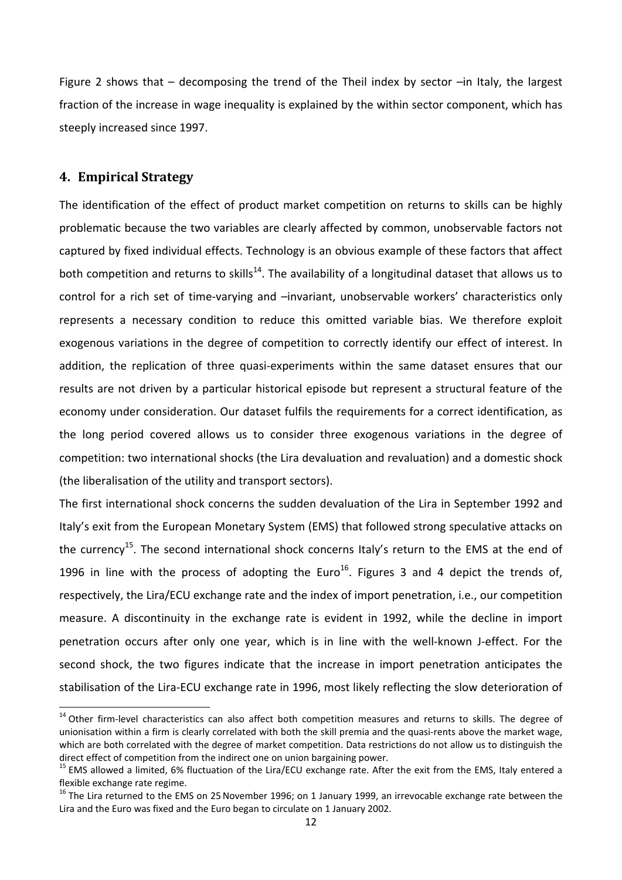Figure 2 shows that – decomposing the trend of the Theil index by sector –in Italy, the largest fraction of the increase in wage inequality is explained by the within sector component, which has steeply increased since 1997.

## 4. Empirical Strategy

The identification of the effect of product market competition on returns to skills can be highly problematic because the two variables are clearly affected by common, unobservable factors not captured by fixed individual effects. Technology is an obvious example of these factors that affect both competition and returns to skills[14]. The availability of a longitudinal dataset that allows us to control for a rich set of time-varying and –invariant, unobservable workers' characteristics only represents a necessary condition to reduce this omitted variable bias. We therefore exploit exogenous variations in the degree of competition to correctly identify our effect of interest. In addition, the replication of three quasi-experiments within the same dataset ensures that our results are not driven by a particular historical episode but represent a structural feature of the economy under consideration. Our dataset fulfils the requirements for a correct identification, as the long period covered allows us to consider three exogenous variations in the degree of competition: two international shocks (the Lira devaluation and revaluation) and a domestic shock (the liberalisation of the utility and transport sectors).

The first international shock concerns the sudden devaluation of the Lira in September 1992 and Italy's exit from the European Monetary System (EMS) that followed strong speculative attacks on the currency[15]. The second international shock concerns Italy's return to the EMS at the end of 1996 in line with the process of adopting the Euro[16]. Figures 3 and 4 depict the trends of, respectively, the Lira/ECU exchange rate and the index of import penetration, i.e., our competition measure. A discontinuity in the exchange rate is evident in 1992, while the decline in import penetration occurs after only one year, which is in line with the well-known J-effect. For the second shock, the two figures indicate that the increase in import penetration anticipates the stabilisation of the Lira-ECU exchange rate in 1996, most likely reflecting the slow deterioration of

[14] Other firm-level characteristics can also affect both competition measures and returns to skills. The degree of unionisation within a firm is clearly correlated with both the skill premia and the quasi-rents above the market wage, which are both correlated with the degree of market competition. Data restrictions do not allow us to distinguish the direct effect of competition from the indirect one on union bargaining power.

[15] EMS allowed a limited, 6% fluctuation of the Lira/ECU exchange rate. After the exit from the EMS, Italy entered a flexible exchange rate regime.

[16] The Lira returned to the EMS on 25 November 1996; on 1 January 1999, an irrevocable exchange rate between the Lira and the Euro was fixed and the Euro began to circulate on 1 January 2002.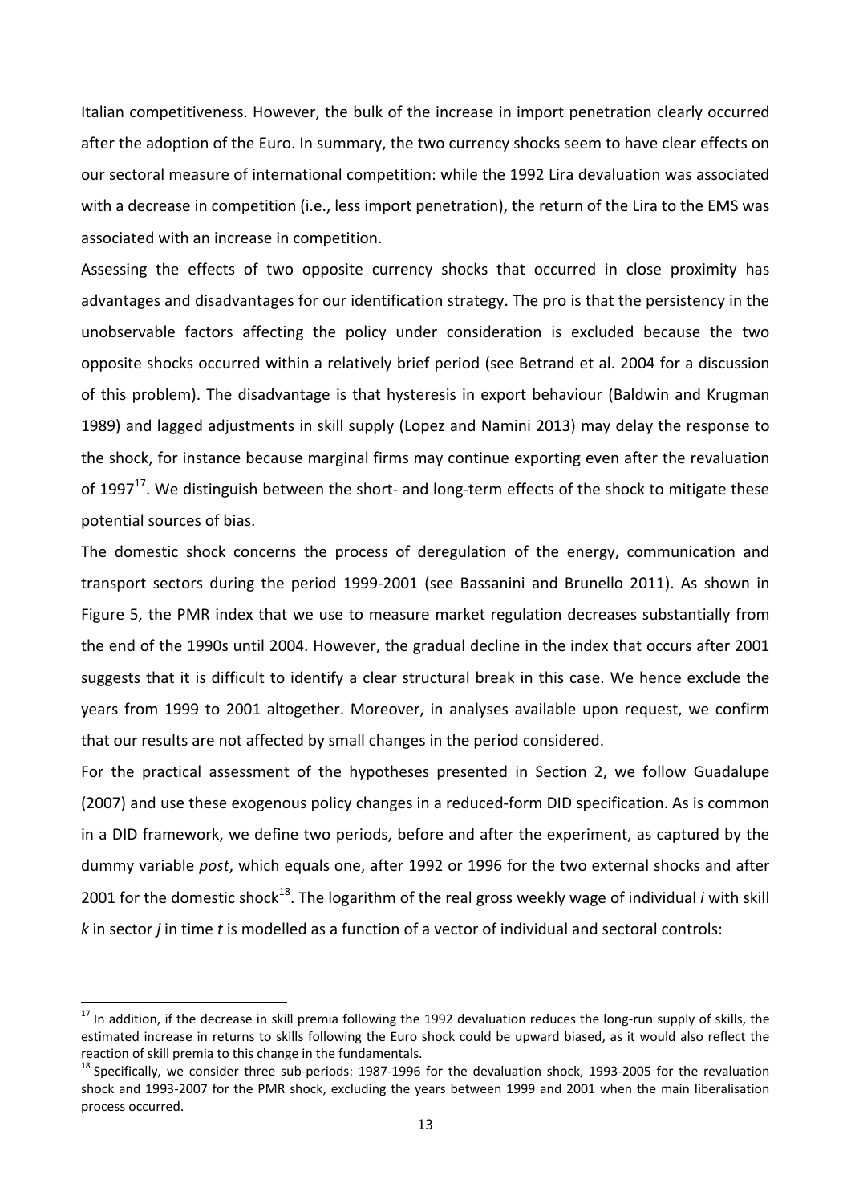Italian competitiveness. However, the bulk of the increase in import penetration clearly occurred after the adoption of the Euro. In summary, the two currency shocks seem to have clear effects on our sectoral measure of international competition: while the 1992 Lira devaluation was associated with a decrease in competition (i.e., less import penetration), the return of the Lira to the EMS was associated with an increase in competition.

Assessing the effects of two opposite currency shocks that occurred in close proximity has advantages and disadvantages for our identification strategy. The pro is that the persistency in the unobservable factors affecting the policy under consideration is excluded because the two opposite shocks occurred within a relatively brief period (see Betrand et al. 2004 for a discussion of this problem). The disadvantage is that hysteresis in export behaviour (Baldwin and Krugman 1989) and lagged adjustments in skill supply (Lopez and Namini 2013) may delay the response to the shock, for instance because marginal firms may continue exporting even after the revaluation of 1997[17]. We distinguish between the short- and long-term effects of the shock to mitigate these potential sources of bias.

The domestic shock concerns the process of deregulation of the energy, communication and transport sectors during the period 1999-2001 (see Bassanini and Brunello 2011). As shown in Figure 5, the PMR index that we use to measure market regulation decreases substantially from the end of the 1990s until 2004. However, the gradual decline in the index that occurs after 2001 suggests that it is difficult to identify a clear structural break in this case. We hence exclude the years from 1999 to 2001 altogether. Moreover, in analyses available upon request, we confirm that our results are not affected by small changes in the period considered.

For the practical assessment of the hypotheses presented in Section 2, we follow Guadalupe (2007) and use these exogenous policy changes in a reduced-form DID specification. As is common in a DID framework, we define two periods, before and after the experiment, as captured by the dummy variable *post*, which equals one, after 1992 or 1996 for the two external shocks and after 2001 for the domestic shock[18]. The logarithm of the real gross weekly wage of individual *i* with skill *k* in sector *j* in time *t* is modelled as a function of a vector of individual and sectoral controls:

---

[17] In addition, if the decrease in skill premia following the 1992 devaluation reduces the long-run supply of skills, the estimated increase in returns to skills following the Euro shock could be upward biased, as it would also reflect the reaction of skill premia to this change in the fundamentals.

[18] Specifically, we consider three sub-periods: 1987-1996 for the devaluation shock, 1993-2005 for the revaluation shock and 1993-2007 for the PMR shock, excluding the years between 1999 and 2001 when the main liberalisation process occurred.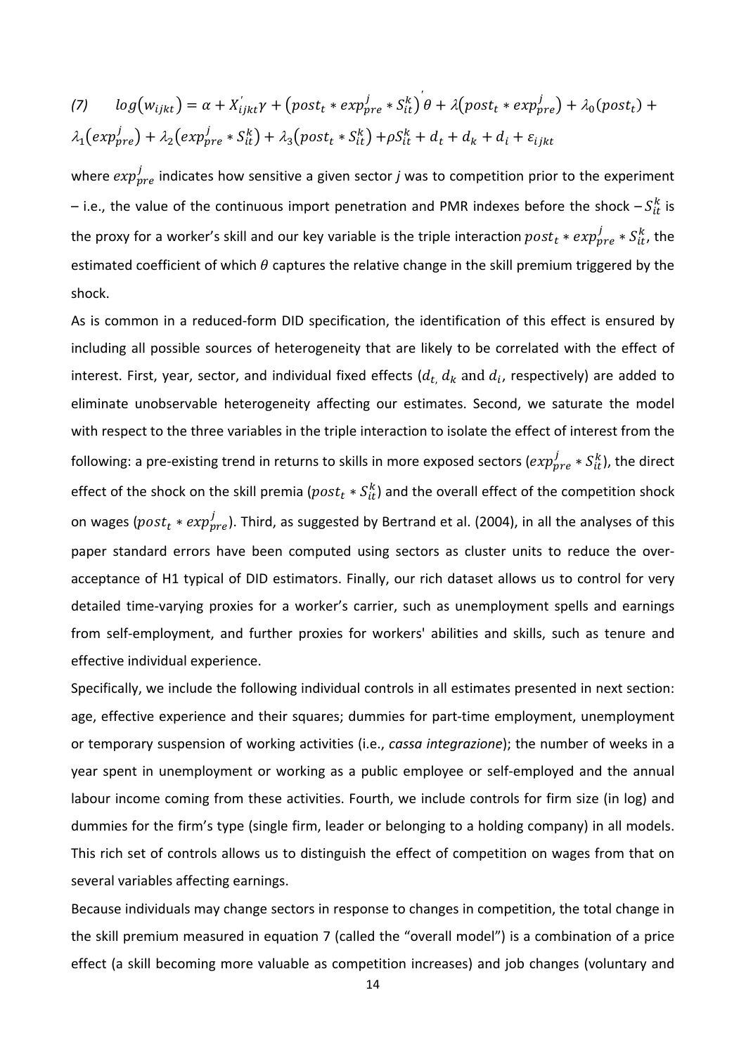$$(7) \qquad log(w_{ijkt}) = \alpha + X_{ijkt}^{'}\gamma + \left(post_t * exp_{pre}^{j} * S_{it}^{k}\right)^{'}\theta + \lambda\left(post_t * exp_{pre}^{j}\right) + \lambda_0(post_t) + \lambda_1\left(exp_{pre}^{j}\right) + \lambda_2\left(exp_{pre}^{j} * S_{it}^{k}\right) + \lambda_3\left(post_t * S_{it}^{k}\right) + \rho S_{it}^{k} + d_t + d_k + d_i + \varepsilon_{ijkt}$$

where $exp_{pre}^{j}$ indicates how sensitive a given sector *j* was to competition prior to the experiment – i.e., the value of the continuous import penetration and PMR indexes before the shock – $S_{it}^{k}$ is the proxy for a worker's skill and our key variable is the triple interaction $post_t * exp_{pre}^{j} * S_{it}^{k}$, the estimated coefficient of which $\theta$ captures the relative change in the skill premium triggered by the shock.

As is common in a reduced-form DID specification, the identification of this effect is ensured by including all possible sources of heterogeneity that are likely to be correlated with the effect of interest. First, year, sector, and individual fixed effects ($d_t$, $d_k$ and $d_i$, respectively) are added to eliminate unobservable heterogeneity affecting our estimates. Second, we saturate the model with respect to the three variables in the triple interaction to isolate the effect of interest from the following: a pre-existing trend in returns to skills in more exposed sectors ($exp_{pre}^{j} * S_{it}^{k}$), the direct effect of the shock on the skill premia ($post_t * S_{it}^{k}$) and the overall effect of the competition shock on wages ($post_t * exp_{pre}^{j}$). Third, as suggested by Bertrand et al. (2004), in all the analyses of this paper standard errors have been computed using sectors as cluster units to reduce the over-acceptance of H1 typical of DID estimators. Finally, our rich dataset allows us to control for very detailed time-varying proxies for a worker's carrier, such as unemployment spells and earnings from self-employment, and further proxies for workers' abilities and skills, such as tenure and effective individual experience.

Specifically, we include the following individual controls in all estimates presented in next section: age, effective experience and their squares; dummies for part-time employment, unemployment or temporary suspension of working activities (i.e., *cassa integrazione*); the number of weeks in a year spent in unemployment or working as a public employee or self-employed and the annual labour income coming from these activities. Fourth, we include controls for firm size (in log) and dummies for the firm's type (single firm, leader or belonging to a holding company) in all models. This rich set of controls allows us to distinguish the effect of competition on wages from that on several variables affecting earnings.

Because individuals may change sectors in response to changes in competition, the total change in the skill premium measured in equation 7 (called the "overall model") is a combination of a price effect (a skill becoming more valuable as competition increases) and job changes (voluntary and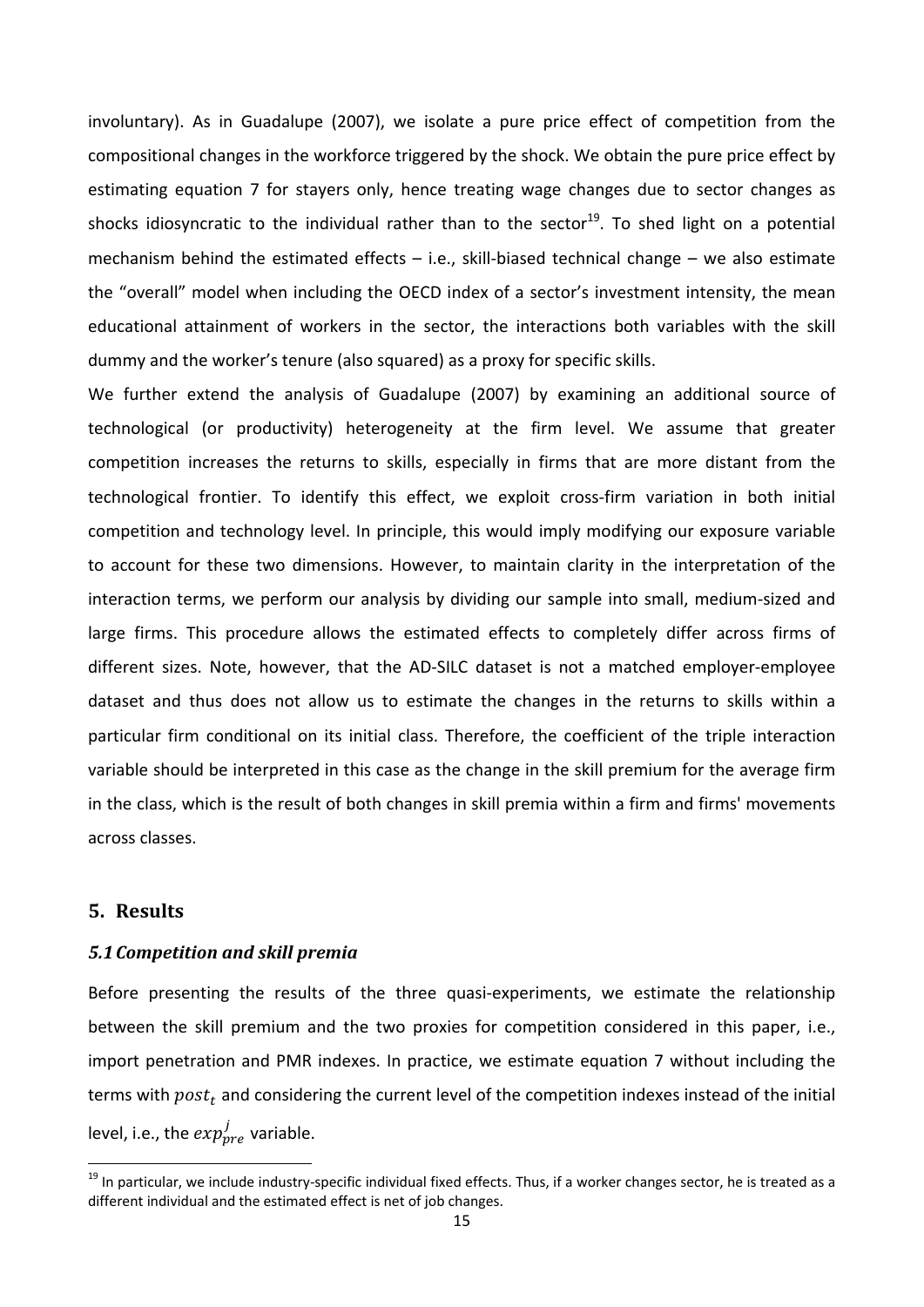involuntary). As in Guadalupe (2007), we isolate a pure price effect of competition from the compositional changes in the workforce triggered by the shock. We obtain the pure price effect by estimating equation 7 for stayers only, hence treating wage changes due to sector changes as shocks idiosyncratic to the individual rather than to the sector[19]. To shed light on a potential mechanism behind the estimated effects – i.e., skill-biased technical change – we also estimate the "overall" model when including the OECD index of a sector's investment intensity, the mean educational attainment of workers in the sector, the interactions both variables with the skill dummy and the worker's tenure (also squared) as a proxy for specific skills.

We further extend the analysis of Guadalupe (2007) by examining an additional source of technological (or productivity) heterogeneity at the firm level. We assume that greater competition increases the returns to skills, especially in firms that are more distant from the technological frontier. To identify this effect, we exploit cross-firm variation in both initial competition and technology level. In principle, this would imply modifying our exposure variable to account for these two dimensions. However, to maintain clarity in the interpretation of the interaction terms, we perform our analysis by dividing our sample into small, medium-sized and large firms. This procedure allows the estimated effects to completely differ across firms of different sizes. Note, however, that the AD-SILC dataset is not a matched employer-employee dataset and thus does not allow us to estimate the changes in the returns to skills within a particular firm conditional on its initial class. Therefore, the coefficient of the triple interaction variable should be interpreted in this case as the change in the skill premium for the average firm in the class, which is the result of both changes in skill premia within a firm and firms' movements across classes.

## 5. Results

### *5.1 Competition and skill premia*

Before presenting the results of the three quasi-experiments, we estimate the relationship between the skill premium and the two proxies for competition considered in this paper, i.e., import penetration and PMR indexes. In practice, we estimate equation 7 without including the terms with $post_t$ and considering the current level of the competition indexes instead of the initial level, i.e., the $exp_{pre}^{j}$ variable.

[19] In particular, we include industry-specific individual fixed effects. Thus, if a worker changes sector, he is treated as a different individual and the estimated effect is net of job changes.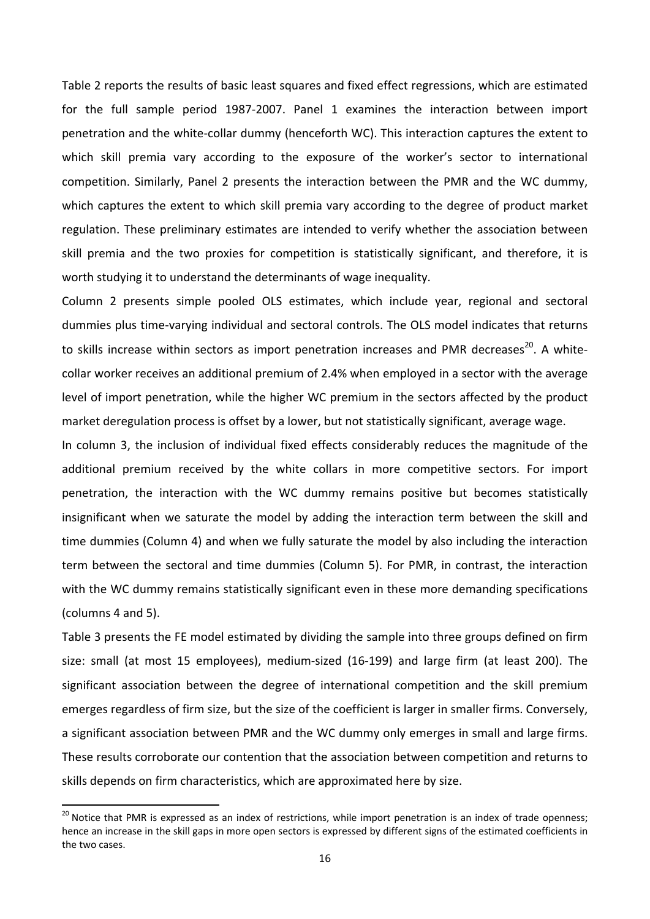Table 2 reports the results of basic least squares and fixed effect regressions, which are estimated for the full sample period 1987-2007. Panel 1 examines the interaction between import penetration and the white-collar dummy (henceforth WC). This interaction captures the extent to which skill premia vary according to the exposure of the worker's sector to international competition. Similarly, Panel 2 presents the interaction between the PMR and the WC dummy, which captures the extent to which skill premia vary according to the degree of product market regulation. These preliminary estimates are intended to verify whether the association between skill premia and the two proxies for competition is statistically significant, and therefore, it is worth studying it to understand the determinants of wage inequality.

Column 2 presents simple pooled OLS estimates, which include year, regional and sectoral dummies plus time-varying individual and sectoral controls. The OLS model indicates that returns to skills increase within sectors as import penetration increases and PMR decreases[20]. A white-collar worker receives an additional premium of 2.4% when employed in a sector with the average level of import penetration, while the higher WC premium in the sectors affected by the product market deregulation process is offset by a lower, but not statistically significant, average wage.

In column 3, the inclusion of individual fixed effects considerably reduces the magnitude of the additional premium received by the white collars in more competitive sectors. For import penetration, the interaction with the WC dummy remains positive but becomes statistically insignificant when we saturate the model by adding the interaction term between the skill and time dummies (Column 4) and when we fully saturate the model by also including the interaction term between the sectoral and time dummies (Column 5). For PMR, in contrast, the interaction with the WC dummy remains statistically significant even in these more demanding specifications (columns 4 and 5).

Table 3 presents the FE model estimated by dividing the sample into three groups defined on firm size: small (at most 15 employees), medium-sized (16-199) and large firm (at least 200). The significant association between the degree of international competition and the skill premium emerges regardless of firm size, but the size of the coefficient is larger in smaller firms. Conversely, a significant association between PMR and the WC dummy only emerges in small and large firms. These results corroborate our contention that the association between competition and returns to skills depends on firm characteristics, which are approximated here by size.

[20] Notice that PMR is expressed as an index of restrictions, while import penetration is an index of trade openness; hence an increase in the skill gaps in more open sectors is expressed by different signs of the estimated coefficients in the two cases.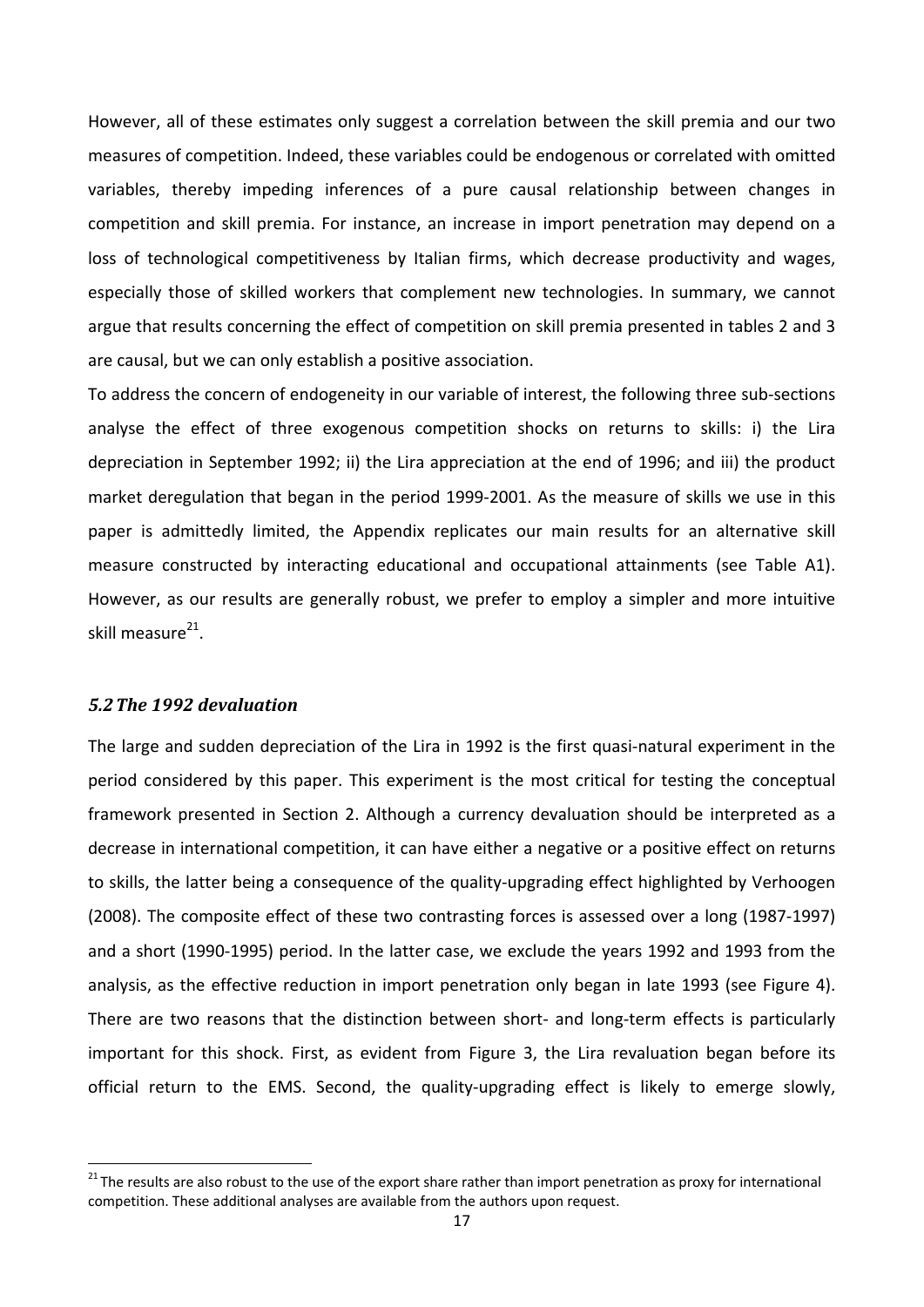However, all of these estimates only suggest a correlation between the skill premia and our two measures of competition. Indeed, these variables could be endogenous or correlated with omitted variables, thereby impeding inferences of a pure causal relationship between changes in competition and skill premia. For instance, an increase in import penetration may depend on a loss of technological competitiveness by Italian firms, which decrease productivity and wages, especially those of skilled workers that complement new technologies. In summary, we cannot argue that results concerning the effect of competition on skill premia presented in tables 2 and 3 are causal, but we can only establish a positive association.

To address the concern of endogeneity in our variable of interest, the following three sub-sections analyse the effect of three exogenous competition shocks on returns to skills: i) the Lira depreciation in September 1992; ii) the Lira appreciation at the end of 1996; and iii) the product market deregulation that began in the period 1999-2001. As the measure of skills we use in this paper is admittedly limited, the Appendix replicates our main results for an alternative skill measure constructed by interacting educational and occupational attainments (see Table A1). However, as our results are generally robust, we prefer to employ a simpler and more intuitive skill measure[21].

### *5.2 The 1992 devaluation*

The large and sudden depreciation of the Lira in 1992 is the first quasi-natural experiment in the period considered by this paper. This experiment is the most critical for testing the conceptual framework presented in Section 2. Although a currency devaluation should be interpreted as a decrease in international competition, it can have either a negative or a positive effect on returns to skills, the latter being a consequence of the quality-upgrading effect highlighted by Verhoogen (2008). The composite effect of these two contrasting forces is assessed over a long (1987-1997) and a short (1990-1995) period. In the latter case, we exclude the years 1992 and 1993 from the analysis, as the effective reduction in import penetration only began in late 1993 (see Figure 4). There are two reasons that the distinction between short- and long-term effects is particularly important for this shock. First, as evident from Figure 3, the Lira revaluation began before its official return to the EMS. Second, the quality-upgrading effect is likely to emerge slowly,

[21] The results are also robust to the use of the export share rather than import penetration as proxy for international competition. These additional analyses are available from the authors upon request.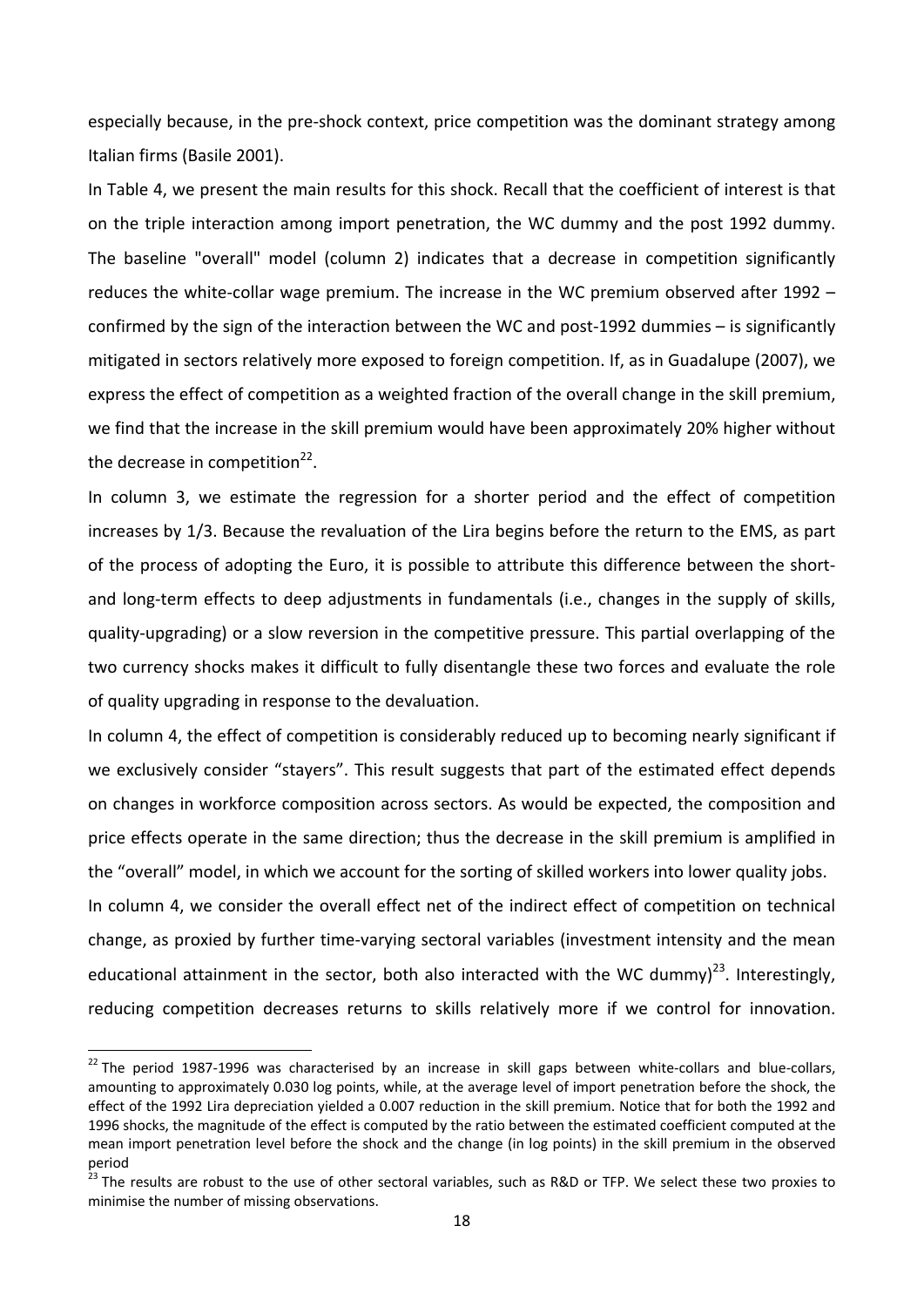especially because, in the pre-shock context, price competition was the dominant strategy among Italian firms (Basile 2001).

In Table 4, we present the main results for this shock. Recall that the coefficient of interest is that on the triple interaction among import penetration, the WC dummy and the post 1992 dummy. The baseline "overall" model (column 2) indicates that a decrease in competition significantly reduces the white-collar wage premium. The increase in the WC premium observed after 1992 – confirmed by the sign of the interaction between the WC and post-1992 dummies – is significantly mitigated in sectors relatively more exposed to foreign competition. If, as in Guadalupe (2007), we express the effect of competition as a weighted fraction of the overall change in the skill premium, we find that the increase in the skill premium would have been approximately 20% higher without the decrease in competition[22].

In column 3, we estimate the regression for a shorter period and the effect of competition increases by 1/3. Because the revaluation of the Lira begins before the return to the EMS, as part of the process of adopting the Euro, it is possible to attribute this difference between the short- and long-term effects to deep adjustments in fundamentals (i.e., changes in the supply of skills, quality-upgrading) or a slow reversion in the competitive pressure. This partial overlapping of the two currency shocks makes it difficult to fully disentangle these two forces and evaluate the role of quality upgrading in response to the devaluation.

In column 4, the effect of competition is considerably reduced up to becoming nearly significant if we exclusively consider "stayers". This result suggests that part of the estimated effect depends on changes in workforce composition across sectors. As would be expected, the composition and price effects operate in the same direction; thus the decrease in the skill premium is amplified in the "overall" model, in which we account for the sorting of skilled workers into lower quality jobs.

In column 4, we consider the overall effect net of the indirect effect of competition on technical change, as proxied by further time-varying sectoral variables (investment intensity and the mean educational attainment in the sector, both also interacted with the WC dummy)[23]. Interestingly, reducing competition decreases returns to skills relatively more if we control for innovation.

---

[22] The period 1987-1996 was characterised by an increase in skill gaps between white-collars and blue-collars, amounting to approximately 0.030 log points, while, at the average level of import penetration before the shock, the effect of the 1992 Lira depreciation yielded a 0.007 reduction in the skill premium. Notice that for both the 1992 and 1996 shocks, the magnitude of the effect is computed by the ratio between the estimated coefficient computed at the mean import penetration level before the shock and the change (in log points) in the skill premium in the observed period

[23] The results are robust to the use of other sectoral variables, such as R&D or TFP. We select these two proxies to minimise the number of missing observations.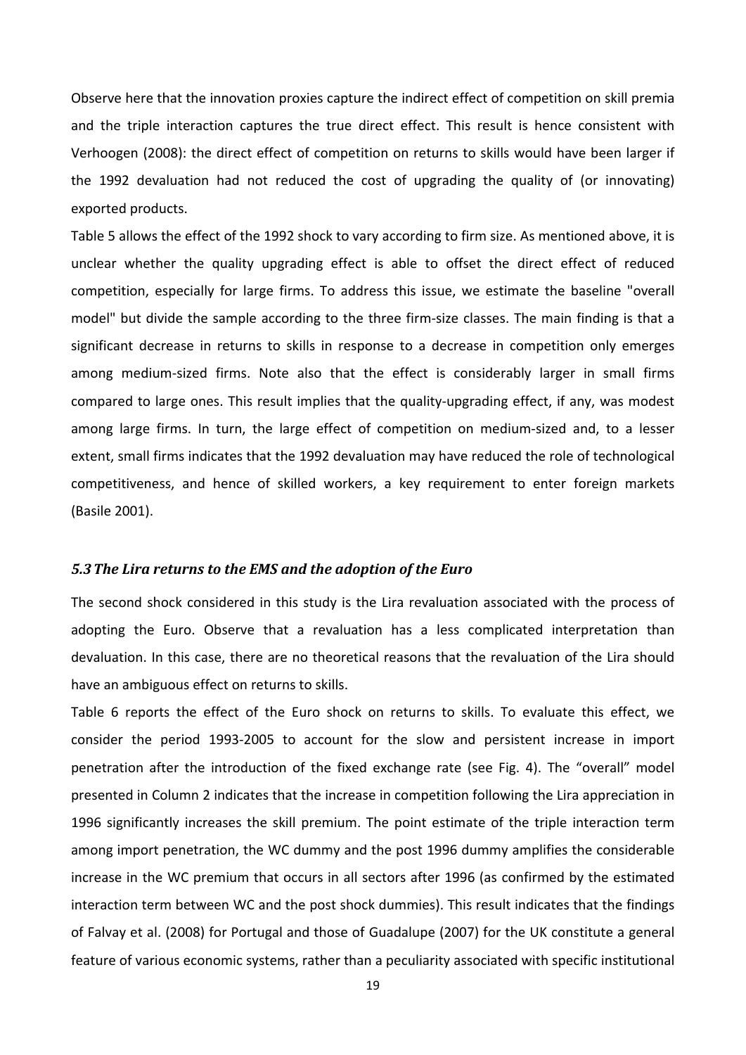Observe here that the innovation proxies capture the indirect effect of competition on skill premia and the triple interaction captures the true direct effect. This result is hence consistent with Verhoogen (2008): the direct effect of competition on returns to skills would have been larger if the 1992 devaluation had not reduced the cost of upgrading the quality of (or innovating) exported products.

Table 5 allows the effect of the 1992 shock to vary according to firm size. As mentioned above, it is unclear whether the quality upgrading effect is able to offset the direct effect of reduced competition, especially for large firms. To address this issue, we estimate the baseline "overall model" but divide the sample according to the three firm-size classes. The main finding is that a significant decrease in returns to skills in response to a decrease in competition only emerges among medium-sized firms. Note also that the effect is considerably larger in small firms compared to large ones. This result implies that the quality-upgrading effect, if any, was modest among large firms. In turn, the large effect of competition on medium-sized and, to a lesser extent, small firms indicates that the 1992 devaluation may have reduced the role of technological competitiveness, and hence of skilled workers, a key requirement to enter foreign markets (Basile 2001).

### *5.3 The Lira returns to the EMS and the adoption of the Euro*

The second shock considered in this study is the Lira revaluation associated with the process of adopting the Euro. Observe that a revaluation has a less complicated interpretation than devaluation. In this case, there are no theoretical reasons that the revaluation of the Lira should have an ambiguous effect on returns to skills.

Table 6 reports the effect of the Euro shock on returns to skills. To evaluate this effect, we consider the period 1993-2005 to account for the slow and persistent increase in import penetration after the introduction of the fixed exchange rate (see Fig. 4). The "overall" model presented in Column 2 indicates that the increase in competition following the Lira appreciation in 1996 significantly increases the skill premium. The point estimate of the triple interaction term among import penetration, the WC dummy and the post 1996 dummy amplifies the considerable increase in the WC premium that occurs in all sectors after 1996 (as confirmed by the estimated interaction term between WC and the post shock dummies). This result indicates that the findings of Falvay et al. (2008) for Portugal and those of Guadalupe (2007) for the UK constitute a general feature of various economic systems, rather than a peculiarity associated with specific institutional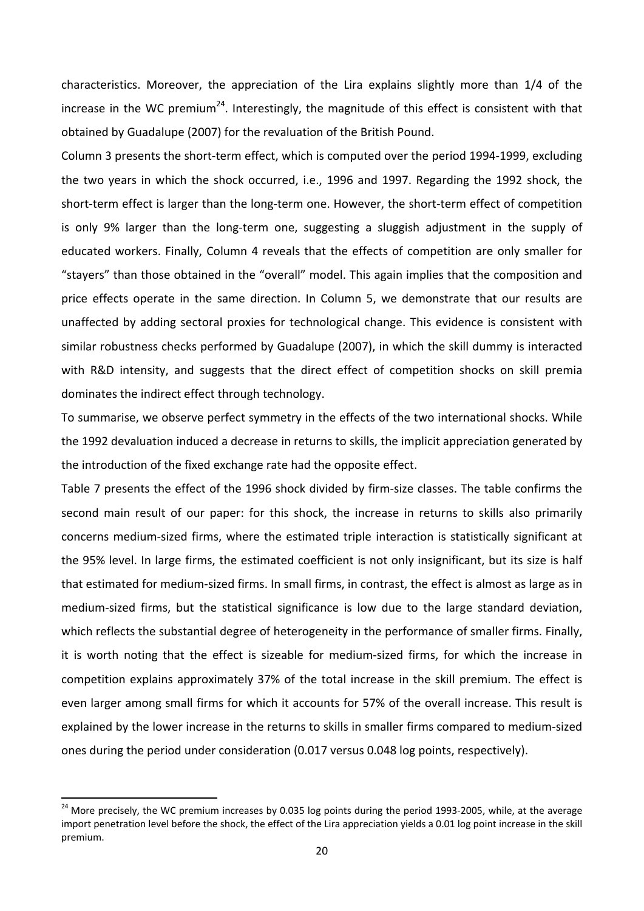characteristics. Moreover, the appreciation of the Lira explains slightly more than 1/4 of the increase in the WC premium[24]. Interestingly, the magnitude of this effect is consistent with that obtained by Guadalupe (2007) for the revaluation of the British Pound.

Column 3 presents the short-term effect, which is computed over the period 1994-1999, excluding the two years in which the shock occurred, i.e., 1996 and 1997. Regarding the 1992 shock, the short-term effect is larger than the long-term one. However, the short-term effect of competition is only 9% larger than the long-term one, suggesting a sluggish adjustment in the supply of educated workers. Finally, Column 4 reveals that the effects of competition are only smaller for "stayers" than those obtained in the "overall" model. This again implies that the composition and price effects operate in the same direction. In Column 5, we demonstrate that our results are unaffected by adding sectoral proxies for technological change. This evidence is consistent with similar robustness checks performed by Guadalupe (2007), in which the skill dummy is interacted with R&D intensity, and suggests that the direct effect of competition shocks on skill premia dominates the indirect effect through technology.

To summarise, we observe perfect symmetry in the effects of the two international shocks. While the 1992 devaluation induced a decrease in returns to skills, the implicit appreciation generated by the introduction of the fixed exchange rate had the opposite effect.

Table 7 presents the effect of the 1996 shock divided by firm-size classes. The table confirms the second main result of our paper: for this shock, the increase in returns to skills also primarily concerns medium-sized firms, where the estimated triple interaction is statistically significant at the 95% level. In large firms, the estimated coefficient is not only insignificant, but its size is half that estimated for medium-sized firms. In small firms, in contrast, the effect is almost as large as in medium-sized firms, but the statistical significance is low due to the large standard deviation, which reflects the substantial degree of heterogeneity in the performance of smaller firms. Finally, it is worth noting that the effect is sizeable for medium-sized firms, for which the increase in competition explains approximately 37% of the total increase in the skill premium. The effect is even larger among small firms for which it accounts for 57% of the overall increase. This result is explained by the lower increase in the returns to skills in smaller firms compared to medium-sized ones during the period under consideration (0.017 versus 0.048 log points, respectively).

[24] More precisely, the WC premium increases by 0.035 log points during the period 1993-2005, while, at the average import penetration level before the shock, the effect of the Lira appreciation yields a 0.01 log point increase in the skill premium.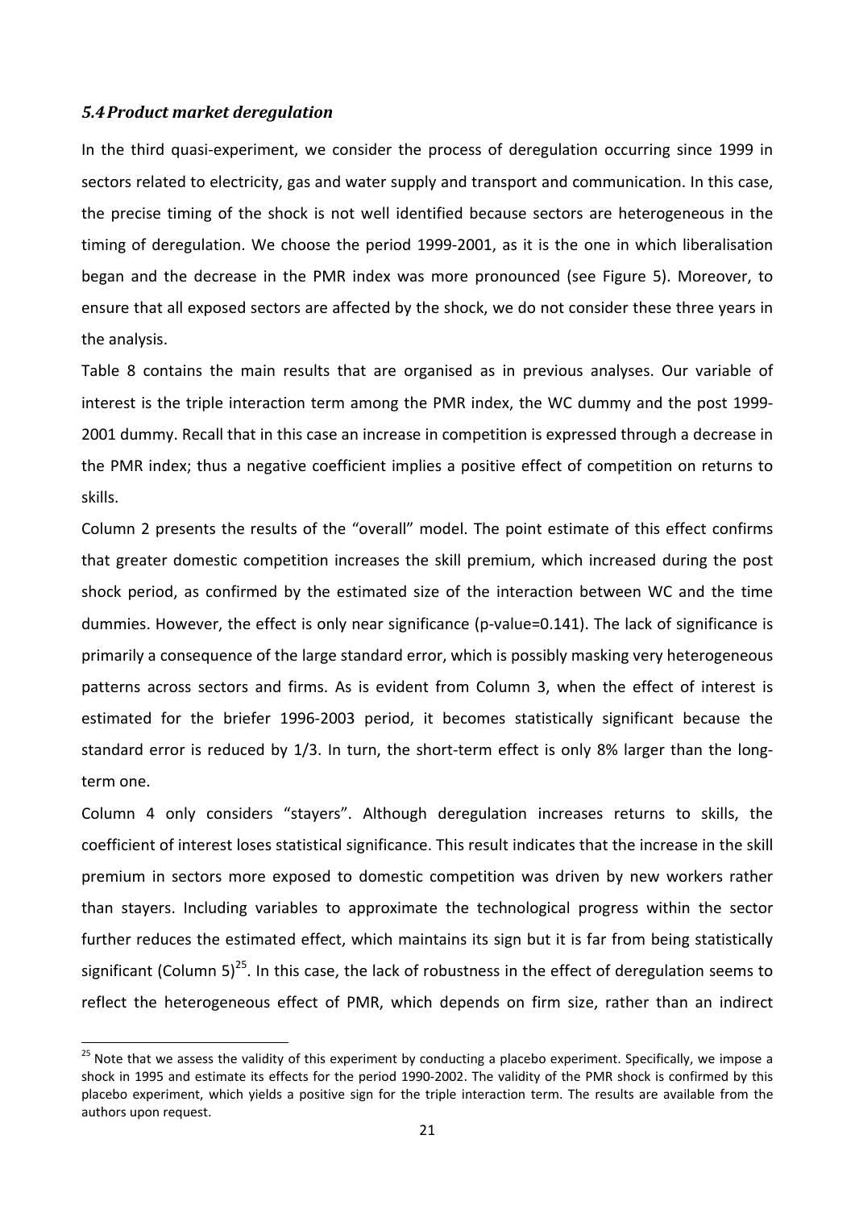### *5.4 Product market deregulation*

In the third quasi-experiment, we consider the process of deregulation occurring since 1999 in sectors related to electricity, gas and water supply and transport and communication. In this case, the precise timing of the shock is not well identified because sectors are heterogeneous in the timing of deregulation. We choose the period 1999-2001, as it is the one in which liberalisation began and the decrease in the PMR index was more pronounced (see Figure 5). Moreover, to ensure that all exposed sectors are affected by the shock, we do not consider these three years in the analysis.

Table 8 contains the main results that are organised as in previous analyses. Our variable of interest is the triple interaction term among the PMR index, the WC dummy and the post 1999-2001 dummy. Recall that in this case an increase in competition is expressed through a decrease in the PMR index; thus a negative coefficient implies a positive effect of competition on returns to skills.

Column 2 presents the results of the "overall" model. The point estimate of this effect confirms that greater domestic competition increases the skill premium, which increased during the post shock period, as confirmed by the estimated size of the interaction between WC and the time dummies. However, the effect is only near significance (p-value=0.141). The lack of significance is primarily a consequence of the large standard error, which is possibly masking very heterogeneous patterns across sectors and firms. As is evident from Column 3, when the effect of interest is estimated for the briefer 1996-2003 period, it becomes statistically significant because the standard error is reduced by 1/3. In turn, the short-term effect is only 8% larger than the long-term one.

Column 4 only considers "stayers". Although deregulation increases returns to skills, the coefficient of interest loses statistical significance. This result indicates that the increase in the skill premium in sectors more exposed to domestic competition was driven by new workers rather than stayers. Including variables to approximate the technological progress within the sector further reduces the estimated effect, which maintains its sign but it is far from being statistically significant (Column 5)[25]. In this case, the lack of robustness in the effect of deregulation seems to reflect the heterogeneous effect of PMR, which depends on firm size, rather than an indirect

[25] Note that we assess the validity of this experiment by conducting a placebo experiment. Specifically, we impose a shock in 1995 and estimate its effects for the period 1990-2002. The validity of the PMR shock is confirmed by this placebo experiment, which yields a positive sign for the triple interaction term. The results are available from the authors upon request.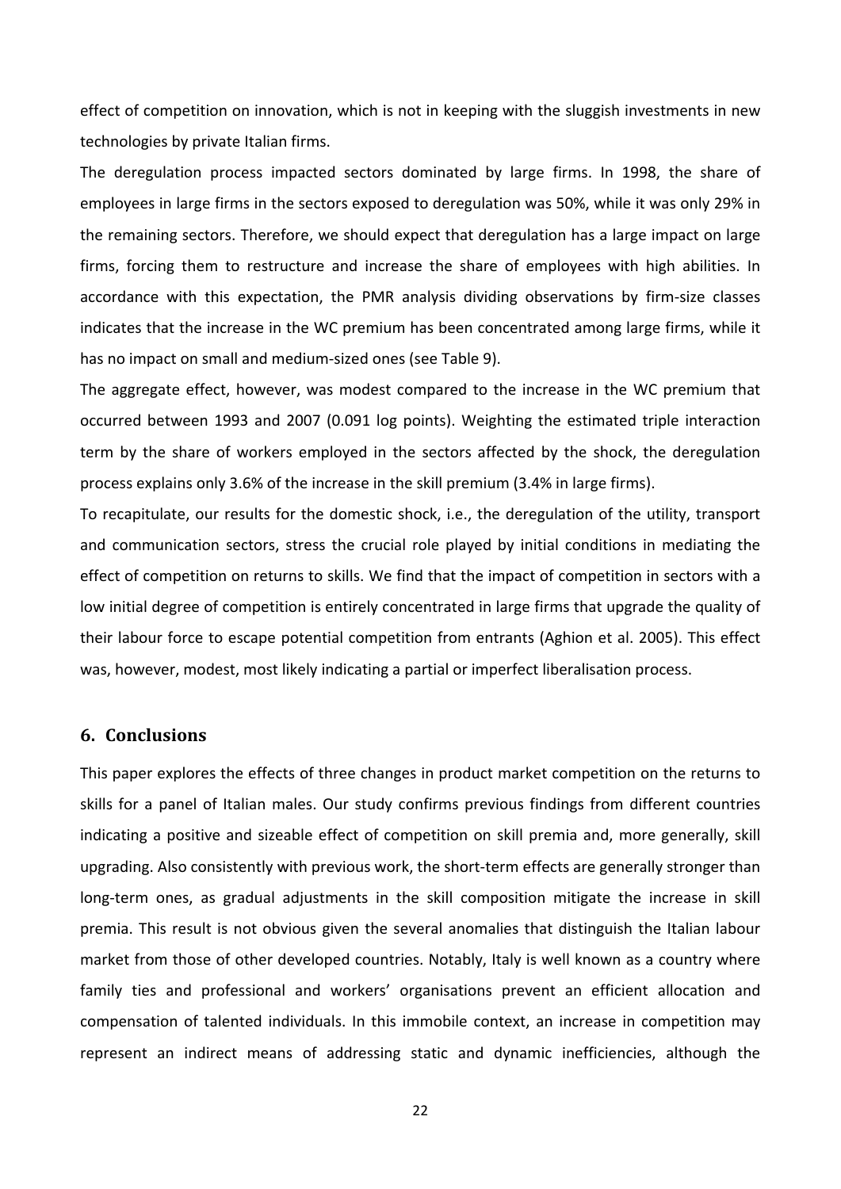effect of competition on innovation, which is not in keeping with the sluggish investments in new technologies by private Italian firms.

The deregulation process impacted sectors dominated by large firms. In 1998, the share of employees in large firms in the sectors exposed to deregulation was 50%, while it was only 29% in the remaining sectors. Therefore, we should expect that deregulation has a large impact on large firms, forcing them to restructure and increase the share of employees with high abilities. In accordance with this expectation, the PMR analysis dividing observations by firm-size classes indicates that the increase in the WC premium has been concentrated among large firms, while it has no impact on small and medium-sized ones (see Table 9).

The aggregate effect, however, was modest compared to the increase in the WC premium that occurred between 1993 and 2007 (0.091 log points). Weighting the estimated triple interaction term by the share of workers employed in the sectors affected by the shock, the deregulation process explains only 3.6% of the increase in the skill premium (3.4% in large firms).

To recapitulate, our results for the domestic shock, i.e., the deregulation of the utility, transport and communication sectors, stress the crucial role played by initial conditions in mediating the effect of competition on returns to skills. We find that the impact of competition in sectors with a low initial degree of competition is entirely concentrated in large firms that upgrade the quality of their labour force to escape potential competition from entrants (Aghion et al. 2005). This effect was, however, modest, most likely indicating a partial or imperfect liberalisation process.

## 6. Conclusions

This paper explores the effects of three changes in product market competition on the returns to skills for a panel of Italian males. Our study confirms previous findings from different countries indicating a positive and sizeable effect of competition on skill premia and, more generally, skill upgrading. Also consistently with previous work, the short-term effects are generally stronger than long-term ones, as gradual adjustments in the skill composition mitigate the increase in skill premia. This result is not obvious given the several anomalies that distinguish the Italian labour market from those of other developed countries. Notably, Italy is well known as a country where family ties and professional and workers' organisations prevent an efficient allocation and compensation of talented individuals. In this immobile context, an increase in competition may represent an indirect means of addressing static and dynamic inefficiencies, although the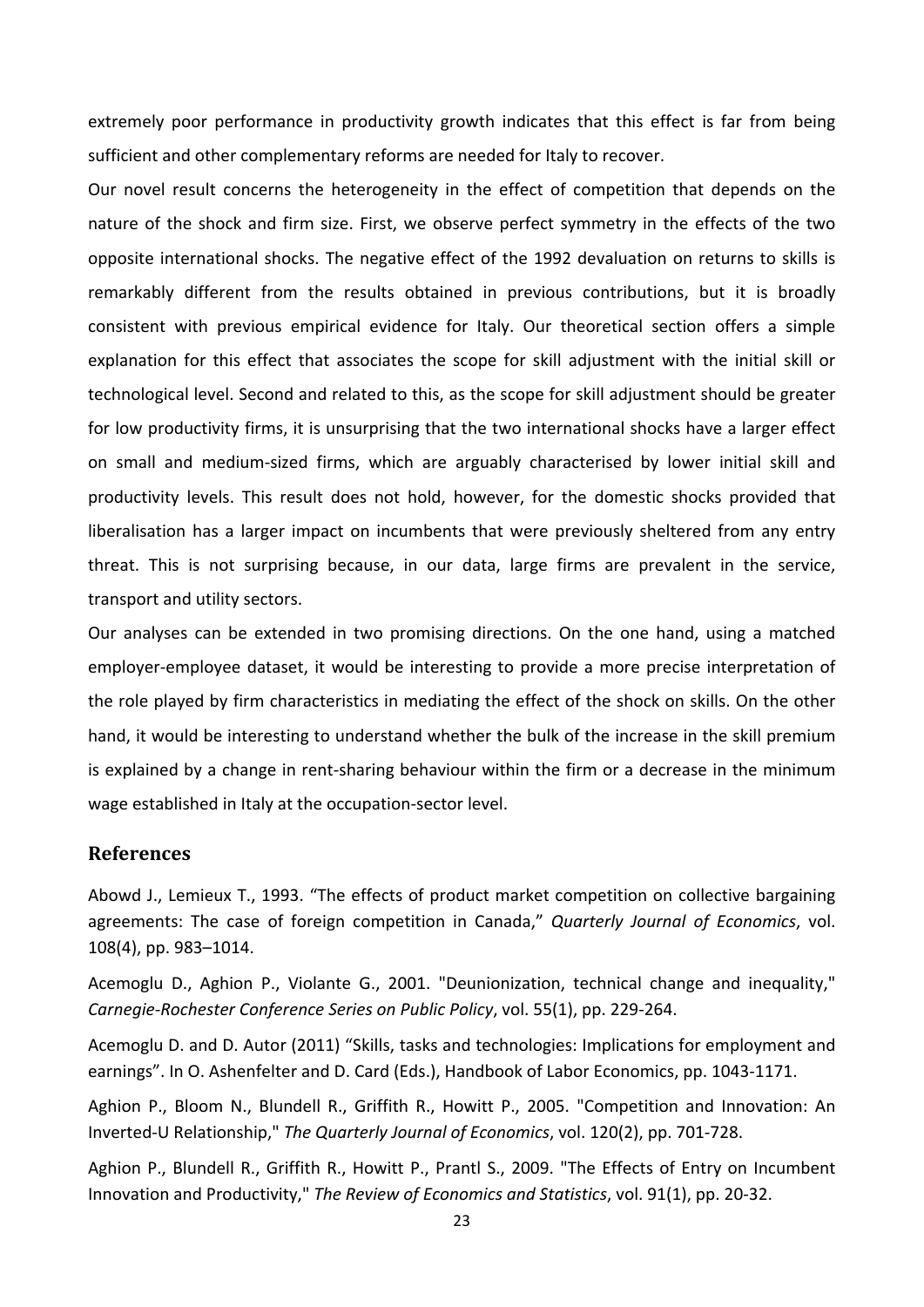extremely poor performance in productivity growth indicates that this effect is far from being sufficient and other complementary reforms are needed for Italy to recover.

Our novel result concerns the heterogeneity in the effect of competition that depends on the nature of the shock and firm size. First, we observe perfect symmetry in the effects of the two opposite international shocks. The negative effect of the 1992 devaluation on returns to skills is remarkably different from the results obtained in previous contributions, but it is broadly consistent with previous empirical evidence for Italy. Our theoretical section offers a simple explanation for this effect that associates the scope for skill adjustment with the initial skill or technological level. Second and related to this, as the scope for skill adjustment should be greater for low productivity firms, it is unsurprising that the two international shocks have a larger effect on small and medium-sized firms, which are arguably characterised by lower initial skill and productivity levels. This result does not hold, however, for the domestic shocks provided that liberalisation has a larger impact on incumbents that were previously sheltered from any entry threat. This is not surprising because, in our data, large firms are prevalent in the service, transport and utility sectors.

Our analyses can be extended in two promising directions. On the one hand, using a matched employer-employee dataset, it would be interesting to provide a more precise interpretation of the role played by firm characteristics in mediating the effect of the shock on skills. On the other hand, it would be interesting to understand whether the bulk of the increase in the skill premium is explained by a change in rent-sharing behaviour within the firm or a decrease in the minimum wage established in Italy at the occupation-sector level.

## References

Abowd J., Lemieux T., 1993. "The effects of product market competition on collective bargaining agreements: The case of foreign competition in Canada," *Quarterly Journal of Economics*, vol. 108(4), pp. 983–1014.

Acemoglu D., Aghion P., Violante G., 2001. "Deunionization, technical change and inequality," *Carnegie-Rochester Conference Series on Public Policy*, vol. 55(1), pp. 229-264.

Acemoglu D. and D. Autor (2011) "Skills, tasks and technologies: Implications for employment and earnings". In O. Ashenfelter and D. Card (Eds.), Handbook of Labor Economics, pp. 1043-1171.

Aghion P., Bloom N., Blundell R., Griffith R., Howitt P., 2005. "Competition and Innovation: An Inverted-U Relationship," *The Quarterly Journal of Economics*, vol. 120(2), pp. 701-728.

Aghion P., Blundell R., Griffith R., Howitt P., Prantl S., 2009. "The Effects of Entry on Incumbent Innovation and Productivity," *The Review of Economics and Statistics*, vol. 91(1), pp. 20-32.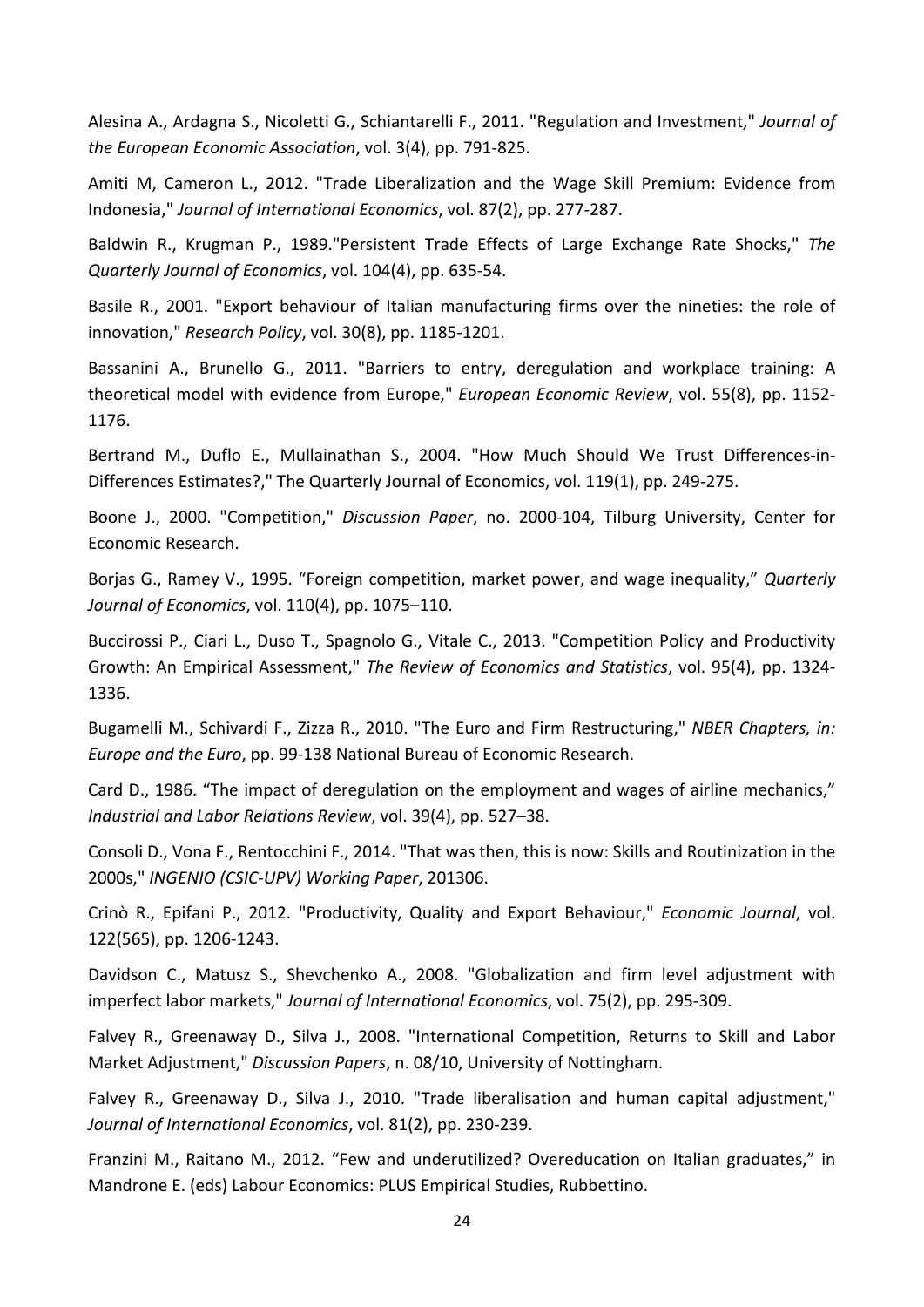Alesina A., Ardagna S., Nicoletti G., Schiantarelli F., 2011. "Regulation and Investment," *Journal of the European Economic Association*, vol. 3(4), pp. 791-825.

Amiti M, Cameron L., 2012. "Trade Liberalization and the Wage Skill Premium: Evidence from Indonesia," *Journal of International Economics*, vol. 87(2), pp. 277-287.

Baldwin R., Krugman P., 1989."Persistent Trade Effects of Large Exchange Rate Shocks," *The Quarterly Journal of Economics*, vol. 104(4), pp. 635-54.

Basile R., 2001. "Export behaviour of Italian manufacturing firms over the nineties: the role of innovation," *Research Policy*, vol. 30(8), pp. 1185-1201.

Bassanini A., Brunello G., 2011. "Barriers to entry, deregulation and workplace training: A theoretical model with evidence from Europe," *European Economic Review*, vol. 55(8), pp. 1152-1176.

Bertrand M., Duflo E., Mullainathan S., 2004. "How Much Should We Trust Differences-in-Differences Estimates?," The Quarterly Journal of Economics, vol. 119(1), pp. 249-275.

Boone J., 2000. "Competition," *Discussion Paper*, no. 2000-104, Tilburg University, Center for Economic Research.

Borjas G., Ramey V., 1995. "Foreign competition, market power, and wage inequality," *Quarterly Journal of Economics*, vol. 110(4), pp. 1075–110.

Buccirossi P., Ciari L., Duso T., Spagnolo G., Vitale C., 2013. "Competition Policy and Productivity Growth: An Empirical Assessment," *The Review of Economics and Statistics*, vol. 95(4), pp. 1324-1336.

Bugamelli M., Schivardi F., Zizza R., 2010. "The Euro and Firm Restructuring," *NBER Chapters, in: Europe and the Euro*, pp. 99-138 National Bureau of Economic Research.

Card D., 1986. "The impact of deregulation on the employment and wages of airline mechanics," *Industrial and Labor Relations Review*, vol. 39(4), pp. 527–38.

Consoli D., Vona F., Rentocchini F., 2014. "That was then, this is now: Skills and Routinization in the 2000s," *INGENIO (CSIC-UPV) Working Paper*, 201306.

Crinò R., Epifani P., 2012. "Productivity, Quality and Export Behaviour," *Economic Journal*, vol. 122(565), pp. 1206-1243.

Davidson C., Matusz S., Shevchenko A., 2008. "Globalization and firm level adjustment with imperfect labor markets," *Journal of International Economics*, vol. 75(2), pp. 295-309.

Falvey R., Greenaway D., Silva J., 2008. "International Competition, Returns to Skill and Labor Market Adjustment," *Discussion Papers*, n. 08/10, University of Nottingham.

Falvey R., Greenaway D., Silva J., 2010. "Trade liberalisation and human capital adjustment," *Journal of International Economics*, vol. 81(2), pp. 230-239.

Franzini M., Raitano M., 2012. "Few and underutilized? Overeducation on Italian graduates," in Mandrone E. (eds) Labour Economics: PLUS Empirical Studies, Rubbettino.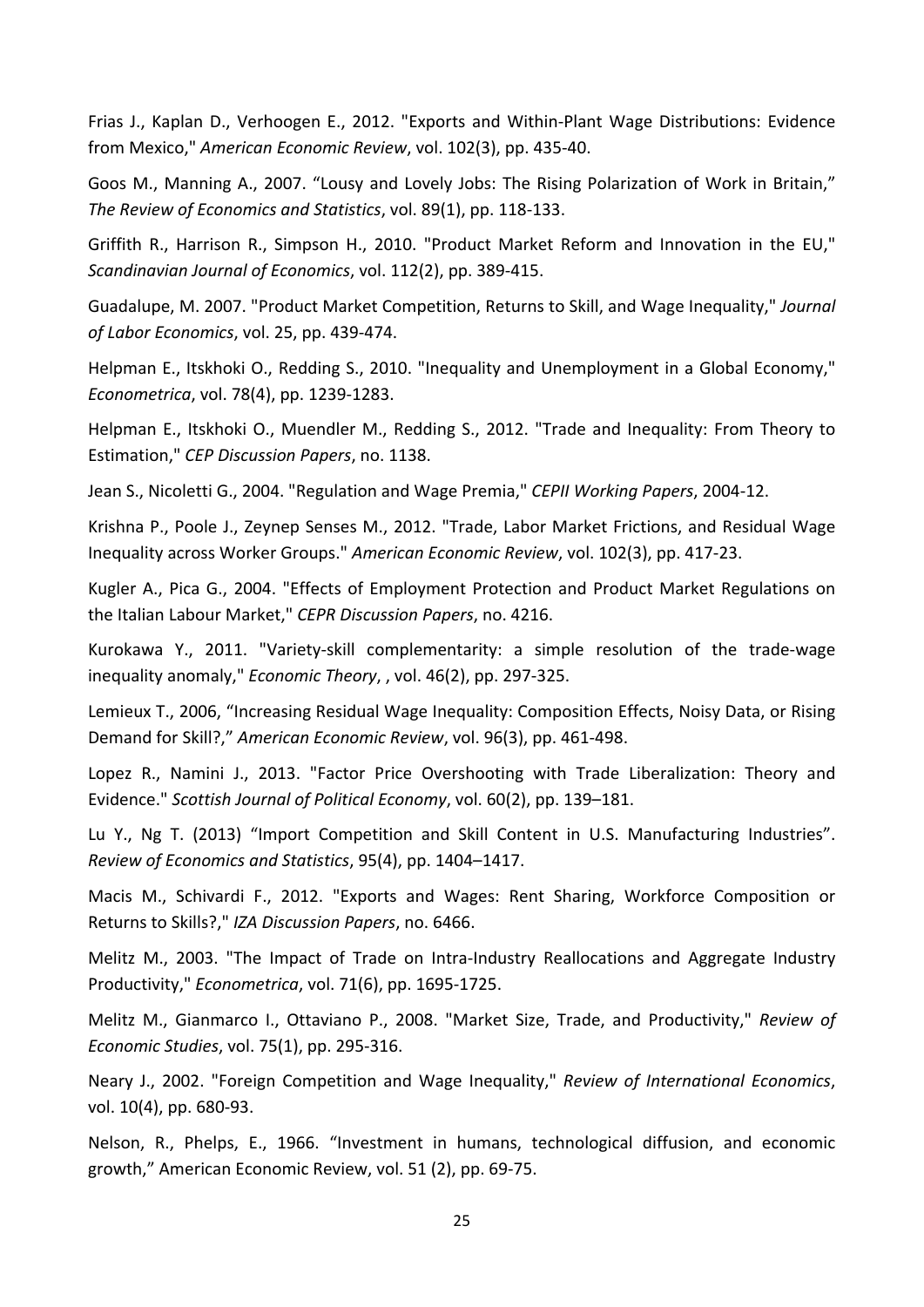Frias J., Kaplan D., Verhoogen E., 2012. "Exports and Within-Plant Wage Distributions: Evidence from Mexico," *American Economic Review*, vol. 102(3), pp. 435-40.

Goos M., Manning A., 2007. "Lousy and Lovely Jobs: The Rising Polarization of Work in Britain," *The Review of Economics and Statistics*, vol. 89(1), pp. 118-133.

Griffith R., Harrison R., Simpson H., 2010. "Product Market Reform and Innovation in the EU," *Scandinavian Journal of Economics*, vol. 112(2), pp. 389-415.

Guadalupe, M. 2007. "Product Market Competition, Returns to Skill, and Wage Inequality," *Journal of Labor Economics*, vol. 25, pp. 439-474.

Helpman E., Itskhoki O., Redding S., 2010. "Inequality and Unemployment in a Global Economy," *Econometrica*, vol. 78(4), pp. 1239-1283.

Helpman E., Itskhoki O., Muendler M., Redding S., 2012. "Trade and Inequality: From Theory to Estimation," *CEP Discussion Papers*, no. 1138.

Jean S., Nicoletti G., 2004. "Regulation and Wage Premia," *CEPII Working Papers*, 2004-12.

Krishna P., Poole J., Zeynep Senses M., 2012. "Trade, Labor Market Frictions, and Residual Wage Inequality across Worker Groups." *American Economic Review*, vol. 102(3), pp. 417-23.

Kugler A., Pica G., 2004. "Effects of Employment Protection and Product Market Regulations on the Italian Labour Market," *CEPR Discussion Papers*, no. 4216.

Kurokawa Y., 2011. "Variety-skill complementarity: a simple resolution of the trade-wage inequality anomaly," *Economic Theory*, , vol. 46(2), pp. 297-325.

Lemieux T., 2006, "Increasing Residual Wage Inequality: Composition Effects, Noisy Data, or Rising Demand for Skill?," *American Economic Review*, vol. 96(3), pp. 461-498.

Lopez R., Namini J., 2013. "Factor Price Overshooting with Trade Liberalization: Theory and Evidence." *Scottish Journal of Political Economy*, vol. 60(2), pp. 139–181.

Lu Y., Ng T. (2013) "Import Competition and Skill Content in U.S. Manufacturing Industries". *Review of Economics and Statistics*, 95(4), pp. 1404–1417.

Macis M., Schivardi F., 2012. "Exports and Wages: Rent Sharing, Workforce Composition or Returns to Skills?," *IZA Discussion Papers*, no. 6466.

Melitz M., 2003. "The Impact of Trade on Intra-Industry Reallocations and Aggregate Industry Productivity," *Econometrica*, vol. 71(6), pp. 1695-1725.

Melitz M., Gianmarco I., Ottaviano P., 2008. "Market Size, Trade, and Productivity," *Review of Economic Studies*, vol. 75(1), pp. 295-316.

Neary J., 2002. "Foreign Competition and Wage Inequality," *Review of International Economics*, vol. 10(4), pp. 680-93.

Nelson, R., Phelps, E., 1966. "Investment in humans, technological diffusion, and economic growth," American Economic Review, vol. 51 (2), pp. 69-75.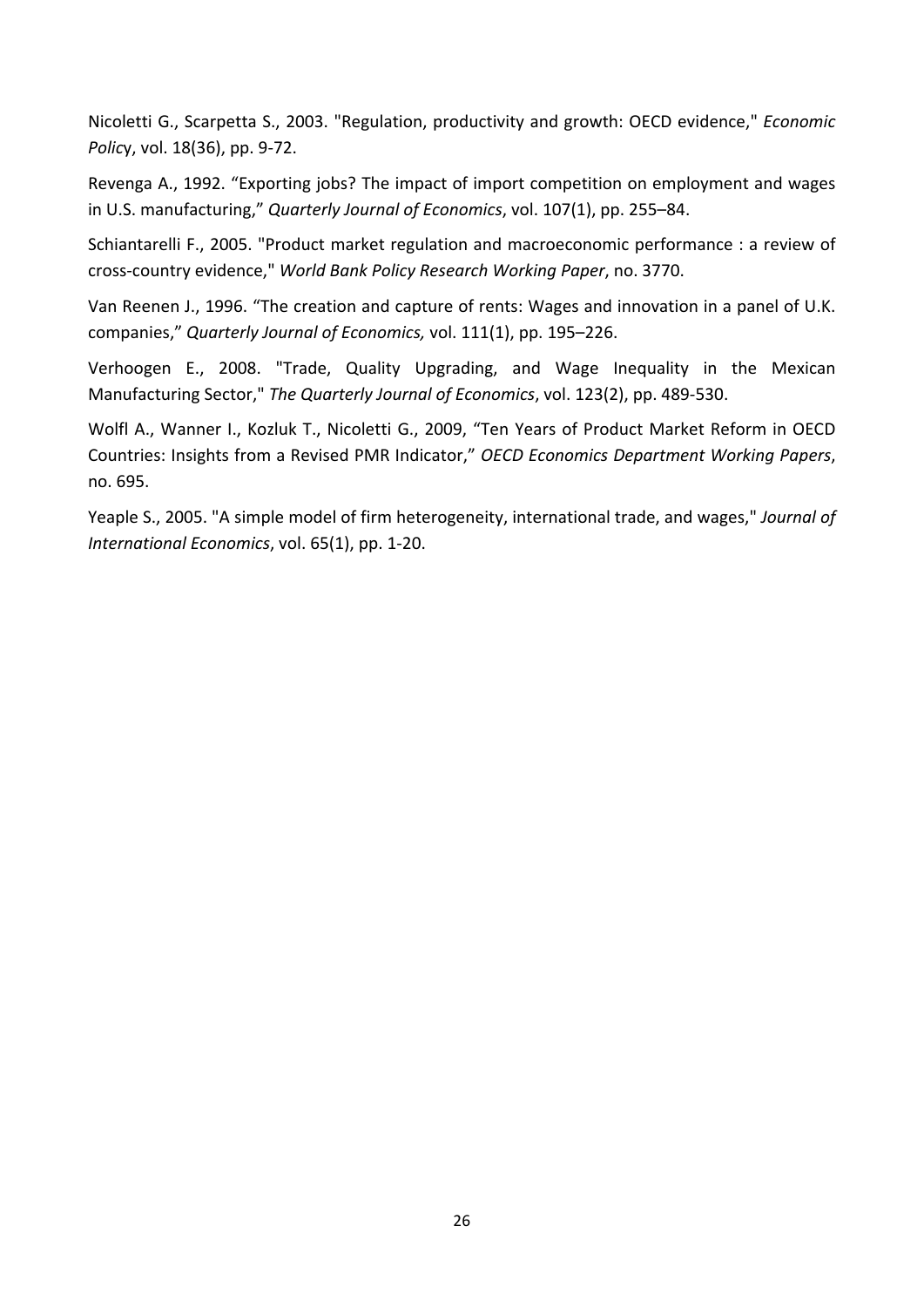Nicoletti G., Scarpetta S., 2003. "Regulation, productivity and growth: OECD evidence," *Economic Policy*, vol. 18(36), pp. 9-72.

Revenga A., 1992. "Exporting jobs? The impact of import competition on employment and wages in U.S. manufacturing," *Quarterly Journal of Economics*, vol. 107(1), pp. 255–84.

Schiantarelli F., 2005. "Product market regulation and macroeconomic performance : a review of cross-country evidence," *World Bank Policy Research Working Paper*, no. 3770.

Van Reenen J., 1996. "The creation and capture of rents: Wages and innovation in a panel of U.K. companies," *Quarterly Journal of Economics,* vol. 111(1), pp. 195–226.

Verhoogen E., 2008. "Trade, Quality Upgrading, and Wage Inequality in the Mexican Manufacturing Sector," *The Quarterly Journal of Economics*, vol. 123(2), pp. 489-530.

Wolfl A., Wanner I., Kozluk T., Nicoletti G., 2009, "Ten Years of Product Market Reform in OECD Countries: Insights from a Revised PMR Indicator," *OECD Economics Department Working Papers*, no. 695.

Yeaple S., 2005. "A simple model of firm heterogeneity, international trade, and wages," *Journal of International Economics*, vol. 65(1), pp. 1-20.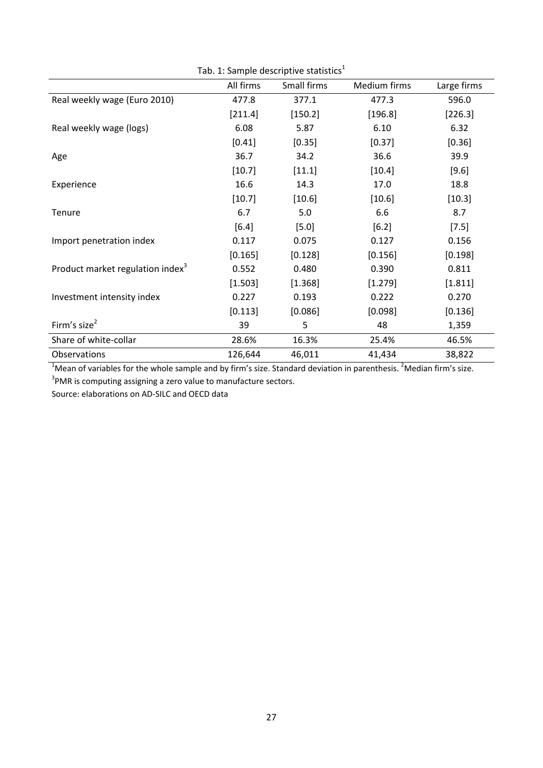Tab. 1: Sample descriptive statistics[1]

| | All firms | Small firms | Medium firms | Large firms |
|---|---|---|---|---|
| Real weekly wage (Euro 2010) | 477.8 | 377.1 | 477.3 | 596.0 |
| | [211.4] | [150.2] | [196.8] | [226.3] |
| Real weekly wage (logs) | 6.08 | 5.87 | 6.10 | 6.32 |
| | [0.41] | [0.35] | [0.37] | [0.36] |
| Age | 36.7 | 34.2 | 36.6 | 39.9 |
| | [10.7] | [11.1] | [10.4] | [9.6] |
| Experience | 16.6 | 14.3 | 17.0 | 18.8 |
| | [10.7] | [10.6] | [10.6] | [10.3] |
| Tenure | 6.7 | 5.0 | 6.6 | 8.7 |
| | [6.4] | [5.0] | [6.2] | [7.5] |
| Import penetration index | 0.117 | 0.075 | 0.127 | 0.156 |
| | [0.165] | [0.128] | [0.156] | [0.198] |
| Product market regulation index[3] | 0.552 | 0.480 | 0.390 | 0.811 |
| | [1.503] | [1.368] | [1.279] | [1.811] |
| Investment intensity index | 0.227 | 0.193 | 0.222 | 0.270 |
| | [0.113] | [0.086] | [0.098] | [0.136] |
| Firm's size[2] | 39 | 5 | 48 | 1,359 |
| Share of white-collar | 28.6% | 16.3% | 25.4% | 46.5% |
| Observations | 126,644 | 46,011 | 41,434 | 38,822 |

[1]Mean of variables for the whole sample and by firm's size. Standard deviation in parenthesis. [2]Median firm's size.
[3]PMR is computing assigning a zero value to manufacture sectors.
Source: elaborations on AD-SILC and OECD data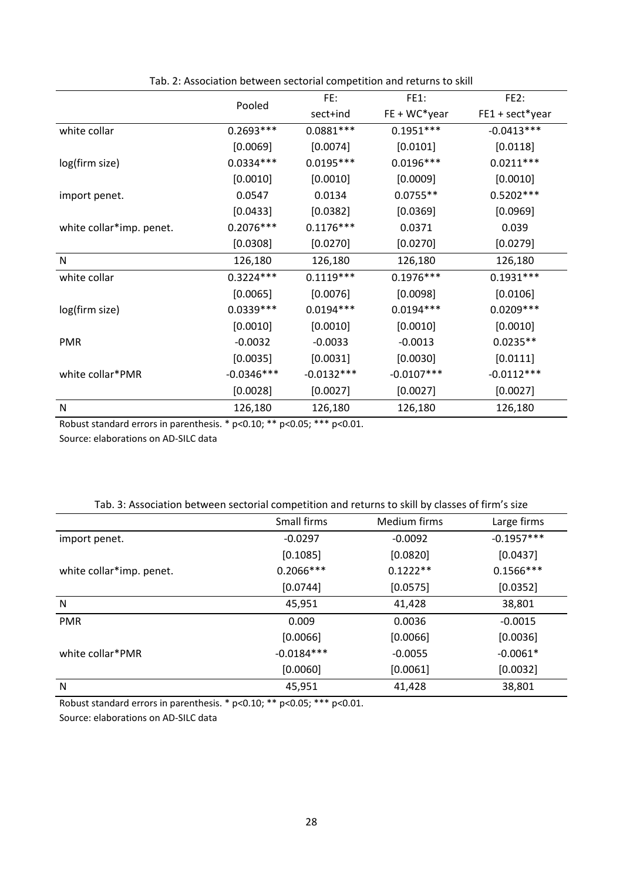Tab. 2: Association between sectorial competition and returns to skill

| | Pooled | FE: sect+ind | FE1: FE + WC*year | FE2: FE1 + sect*year |
|---|---|---|---|---|
| white collar | 0.2693*** | 0.0881*** | 0.1951*** | -0.0413*** |
| | [0.0069] | [0.0074] | [0.0101] | [0.0118] |
| log(firm size) | 0.0334*** | 0.0195*** | 0.0196*** | 0.0211*** |
| | [0.0010] | [0.0010] | [0.0009] | [0.0010] |
| import penet. | 0.0547 | 0.0134 | 0.0755** | 0.5202*** |
| | [0.0433] | [0.0382] | [0.0369] | [0.0969] |
| white collar*imp. penet. | 0.2076*** | 0.1176*** | 0.0371 | 0.039 |
| | [0.0308] | [0.0270] | [0.0270] | [0.0279] |
| N | 126,180 | 126,180 | 126,180 | 126,180 |
| white collar | 0.3224*** | 0.1119*** | 0.1976*** | 0.1931*** |
| | [0.0065] | [0.0076] | [0.0098] | [0.0106] |
| log(firm size) | 0.0339*** | 0.0194*** | 0.0194*** | 0.0209*** |
| | [0.0010] | [0.0010] | [0.0010] | [0.0010] |
| PMR | -0.0032 | -0.0033 | -0.0013 | 0.0235** |
| | [0.0035] | [0.0031] | [0.0030] | [0.0111] |
| white collar*PMR | -0.0346*** | -0.0132*** | -0.0107*** | -0.0112*** |
| | [0.0028] | [0.0027] | [0.0027] | [0.0027] |
| N | 126,180 | 126,180 | 126,180 | 126,180 |

Robust standard errors in parenthesis. * p<0.10; ** p<0.05; *** p<0.01.
Source: elaborations on AD-SILC data

Tab. 3: Association between sectorial competition and returns to skill by classes of firm's size

| | Small firms | Medium firms | Large firms |
|---|---|---|---|
| import penet. | -0.0297 | -0.0092 | -0.1957*** |
| | [0.1085] | [0.0820] | [0.0437] |
| white collar*imp. penet. | 0.2066*** | 0.1222** | 0.1566*** |
| | [0.0744] | [0.0575] | [0.0352] |
| N | 45,951 | 41,428 | 38,801 |
| PMR | 0.009 | 0.0036 | -0.0015 |
| | [0.0066] | [0.0066] | [0.0036] |
| white collar*PMR | -0.0184*** | -0.0055 | -0.0061* |
| | [0.0060] | [0.0061] | [0.0032] |
| N | 45,951 | 41,428 | 38,801 |

Robust standard errors in parenthesis. * p<0.10; ** p<0.05; *** p<0.01.
Source: elaborations on AD-SILC data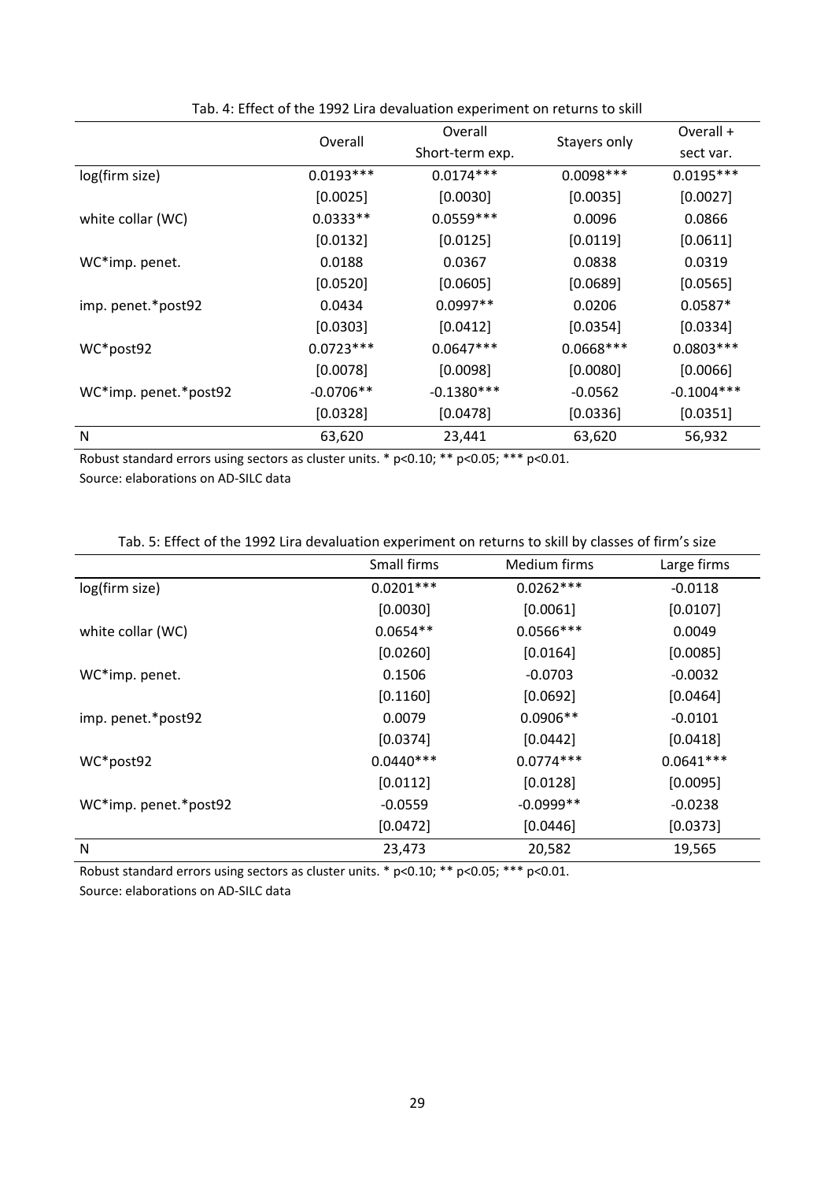Tab. 4: Effect of the 1992 Lira devaluation experiment on returns to skill

| | Overall | Overall Short-term exp. | Stayers only | Overall + sect var. |
|---|---|---|---|---|
| log(firm size) | 0.0193*** | 0.0174*** | 0.0098*** | 0.0195*** |
| | [0.0025] | [0.0030] | [0.0035] | [0.0027] |
| white collar (WC) | 0.0333** | 0.0559*** | 0.0096 | 0.0866 |
| | [0.0132] | [0.0125] | [0.0119] | [0.0611] |
| WC*imp. penet. | 0.0188 | 0.0367 | 0.0838 | 0.0319 |
| | [0.0520] | [0.0605] | [0.0689] | [0.0565] |
| imp. penet.*post92 | 0.0434 | 0.0997** | 0.0206 | 0.0587* |
| | [0.0303] | [0.0412] | [0.0354] | [0.0334] |
| WC*post92 | 0.0723*** | 0.0647*** | 0.0668*** | 0.0803*** |
| | [0.0078] | [0.0098] | [0.0080] | [0.0066] |
| WC*imp. penet.*post92 | -0.0706** | -0.1380*** | -0.0562 | -0.1004*** |
| | [0.0328] | [0.0478] | [0.0336] | [0.0351] |
| N | 63,620 | 23,441 | 63,620 | 56,932 |

Robust standard errors using sectors as cluster units. * p<0.10; ** p<0.05; *** p<0.01.
Source: elaborations on AD-SILC data

Tab. 5: Effect of the 1992 Lira devaluation experiment on returns to skill by classes of firm's size

| | Small firms | Medium firms | Large firms |
|---|---|---|---|
| log(firm size) | 0.0201*** | 0.0262*** | -0.0118 |
| | [0.0030] | [0.0061] | [0.0107] |
| white collar (WC) | 0.0654** | 0.0566*** | 0.0049 |
| | [0.0260] | [0.0164] | [0.0085] |
| WC*imp. penet. | 0.1506 | -0.0703 | -0.0032 |
| | [0.1160] | [0.0692] | [0.0464] |
| imp. penet.*post92 | 0.0079 | 0.0906** | -0.0101 |
| | [0.0374] | [0.0442] | [0.0418] |
| WC*post92 | 0.0440*** | 0.0774*** | 0.0641*** |
| | [0.0112] | [0.0128] | [0.0095] |
| WC*imp. penet.*post92 | -0.0559 | -0.0999** | -0.0238 |
| | [0.0472] | [0.0446] | [0.0373] |
| N | 23,473 | 20,582 | 19,565 |

Robust standard errors using sectors as cluster units. * p<0.10; ** p<0.05; *** p<0.01.
Source: elaborations on AD-SILC data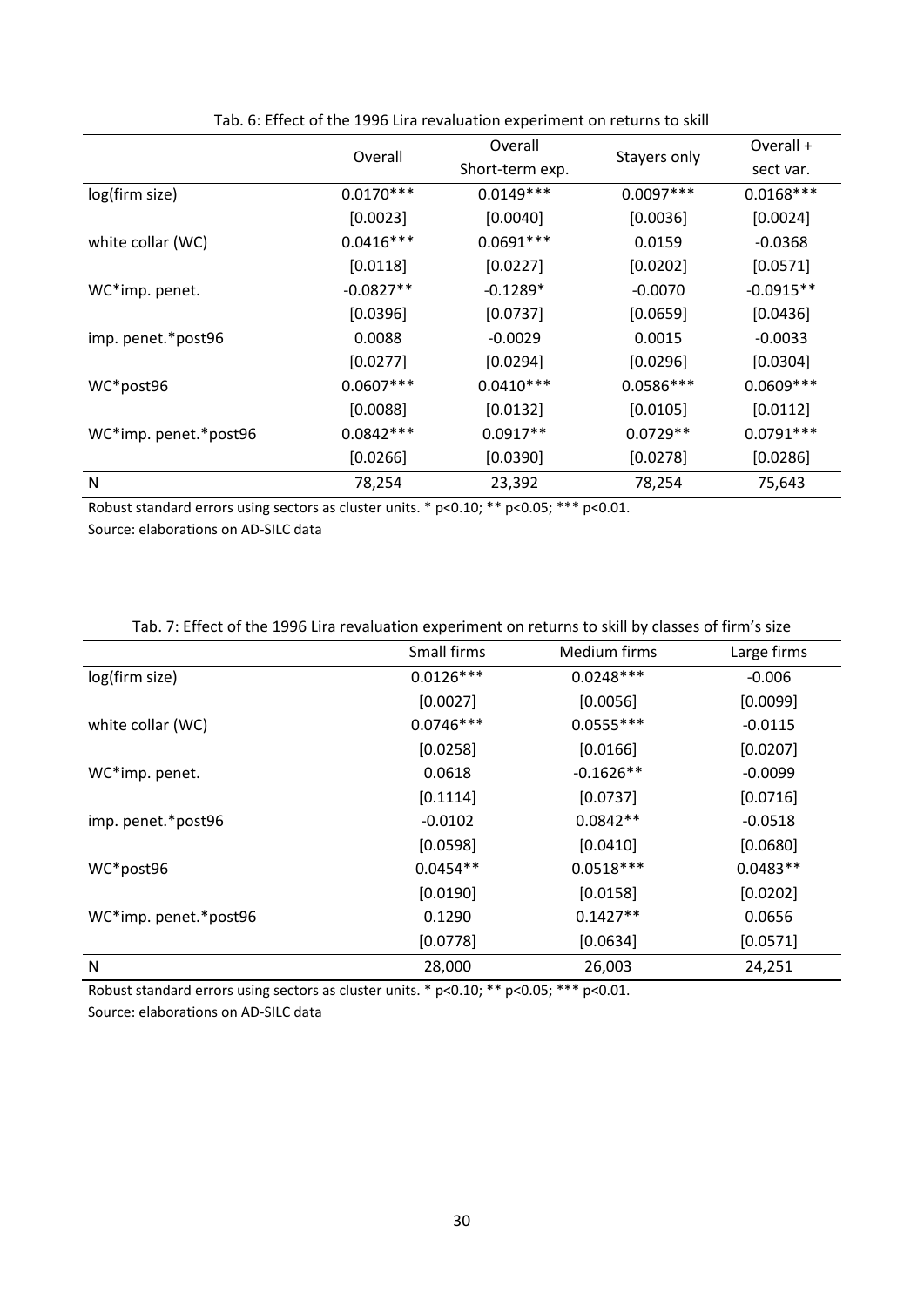Tab. 6: Effect of the 1996 Lira revaluation experiment on returns to skill

| | Overall | Overall Short-term exp. | Stayers only | Overall + sect var. |
|---|---|---|---|---|
| log(firm size) | 0.0170*** | 0.0149*** | 0.0097*** | 0.0168*** |
| | [0.0023] | [0.0040] | [0.0036] | [0.0024] |
| white collar (WC) | 0.0416*** | 0.0691*** | 0.0159 | -0.0368 |
| | [0.0118] | [0.0227] | [0.0202] | [0.0571] |
| WC*imp. penet. | -0.0827** | -0.1289* | -0.0070 | -0.0915** |
| | [0.0396] | [0.0737] | [0.0659] | [0.0436] |
| imp. penet.*post96 | 0.0088 | -0.0029 | 0.0015 | -0.0033 |
| | [0.0277] | [0.0294] | [0.0296] | [0.0304] |
| WC*post96 | 0.0607*** | 0.0410*** | 0.0586*** | 0.0609*** |
| | [0.0088] | [0.0132] | [0.0105] | [0.0112] |
| WC*imp. penet.*post96 | 0.0842*** | 0.0917** | 0.0729** | 0.0791*** |
| | [0.0266] | [0.0390] | [0.0278] | [0.0286] |
| N | 78,254 | 23,392 | 78,254 | 75,643 |

Robust standard errors using sectors as cluster units. * p<0.10; ** p<0.05; *** p<0.01.
Source: elaborations on AD-SILC data

Tab. 7: Effect of the 1996 Lira revaluation experiment on returns to skill by classes of firm's size

| | Small firms | Medium firms | Large firms |
|---|---|---|---|
| log(firm size) | 0.0126*** | 0.0248*** | -0.006 |
| | [0.0027] | [0.0056] | [0.0099] |
| white collar (WC) | 0.0746*** | 0.0555*** | -0.0115 |
| | [0.0258] | [0.0166] | [0.0207] |
| WC*imp. penet. | 0.0618 | -0.1626** | -0.0099 |
| | [0.1114] | [0.0737] | [0.0716] |
| imp. penet.*post96 | -0.0102 | 0.0842** | -0.0518 |
| | [0.0598] | [0.0410] | [0.0680] |
| WC*post96 | 0.0454** | 0.0518*** | 0.0483** |
| | [0.0190] | [0.0158] | [0.0202] |
| WC*imp. penet.*post96 | 0.1290 | 0.1427** | 0.0656 |
| | [0.0778] | [0.0634] | [0.0571] |
| N | 28,000 | 26,003 | 24,251 |

Robust standard errors using sectors as cluster units. * p<0.10; ** p<0.05; *** p<0.01.
Source: elaborations on AD-SILC data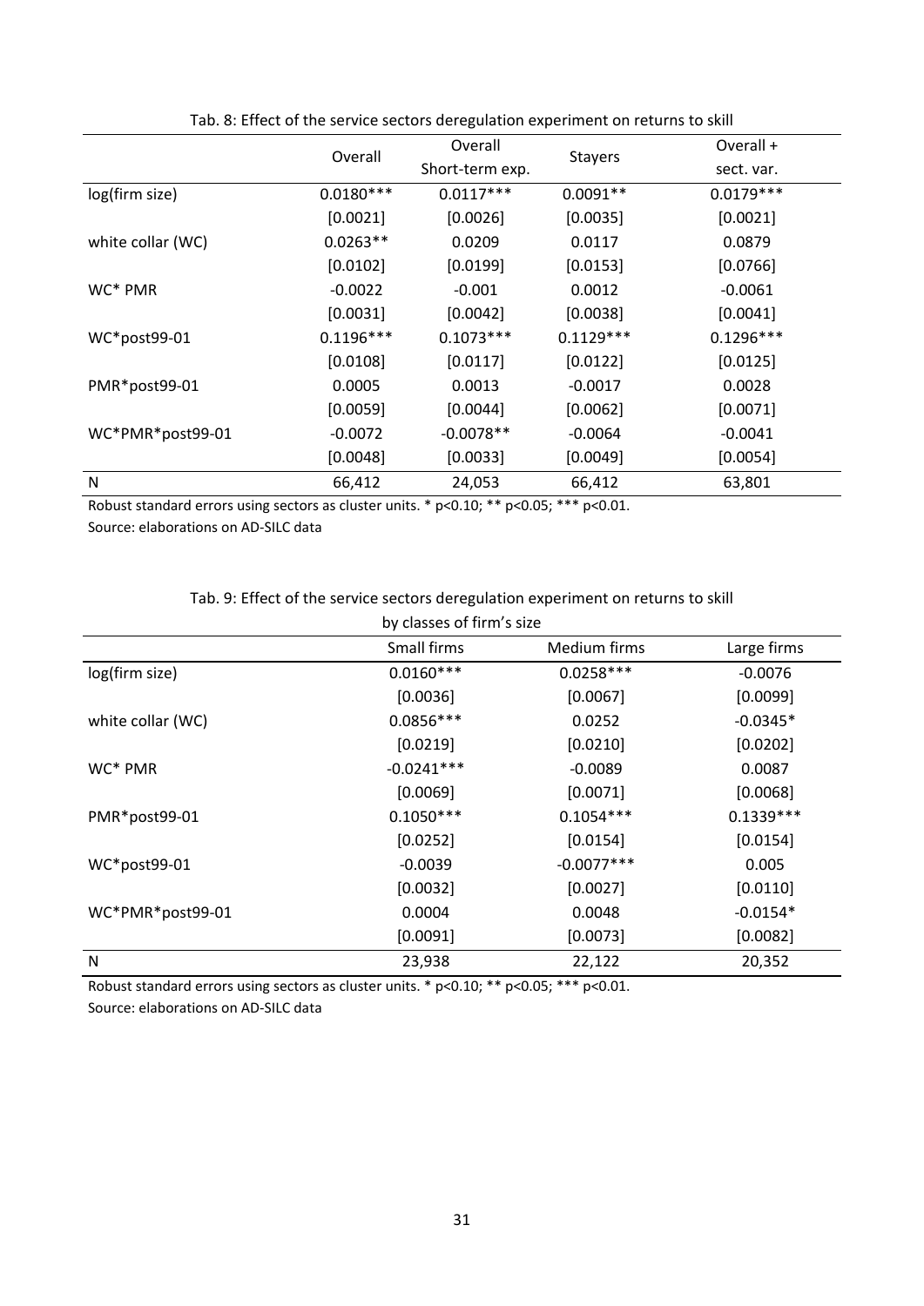Tab. 8: Effect of the service sectors deregulation experiment on returns to skill

| | Overall | Overall Short-term exp. | Stayers | Overall + sect. var. |
|---|---|---|---|---|
| log(firm size) | 0.0180*** | 0.0117*** | 0.0091** | 0.0179*** |
| | [0.0021] | [0.0026] | [0.0035] | [0.0021] |
| white collar (WC) | 0.0263** | 0.0209 | 0.0117 | 0.0879 |
| | [0.0102] | [0.0199] | [0.0153] | [0.0766] |
| WC* PMR | -0.0022 | -0.001 | 0.0012 | -0.0061 |
| | [0.0031] | [0.0042] | [0.0038] | [0.0041] |
| WC*post99-01 | 0.1196*** | 0.1073*** | 0.1129*** | 0.1296*** |
| | [0.0108] | [0.0117] | [0.0122] | [0.0125] |
| PMR*post99-01 | 0.0005 | 0.0013 | -0.0017 | 0.0028 |
| | [0.0059] | [0.0044] | [0.0062] | [0.0071] |
| WC*PMR*post99-01 | -0.0072 | -0.0078** | -0.0064 | -0.0041 |
| | [0.0048] | [0.0033] | [0.0049] | [0.0054] |
| N | 66,412 | 24,053 | 66,412 | 63,801 |

Robust standard errors using sectors as cluster units. * p<0.10; ** p<0.05; *** p<0.01.

Source: elaborations on AD-SILC data

Tab. 9: Effect of the service sectors deregulation experiment on returns to skill by classes of firm's size

| | Small firms | Medium firms | Large firms |
|---|---|---|---|
| log(firm size) | 0.0160*** | 0.0258*** | -0.0076 |
| | [0.0036] | [0.0067] | [0.0099] |
| white collar (WC) | 0.0856*** | 0.0252 | -0.0345* |
| | [0.0219] | [0.0210] | [0.0202] |
| WC* PMR | -0.0241*** | -0.0089 | 0.0087 |
| | [0.0069] | [0.0071] | [0.0068] |
| PMR*post99-01 | 0.1050*** | 0.1054*** | 0.1339*** |
| | [0.0252] | [0.0154] | [0.0154] |
| WC*post99-01 | -0.0039 | -0.0077*** | 0.005 |
| | [0.0032] | [0.0027] | [0.0110] |
| WC*PMR*post99-01 | 0.0004 | 0.0048 | -0.0154* |
| | [0.0091] | [0.0073] | [0.0082] |
| N | 23,938 | 22,122 | 20,352 |

Robust standard errors using sectors as cluster units. * p<0.10; ** p<0.05; *** p<0.01.

Source: elaborations on AD-SILC data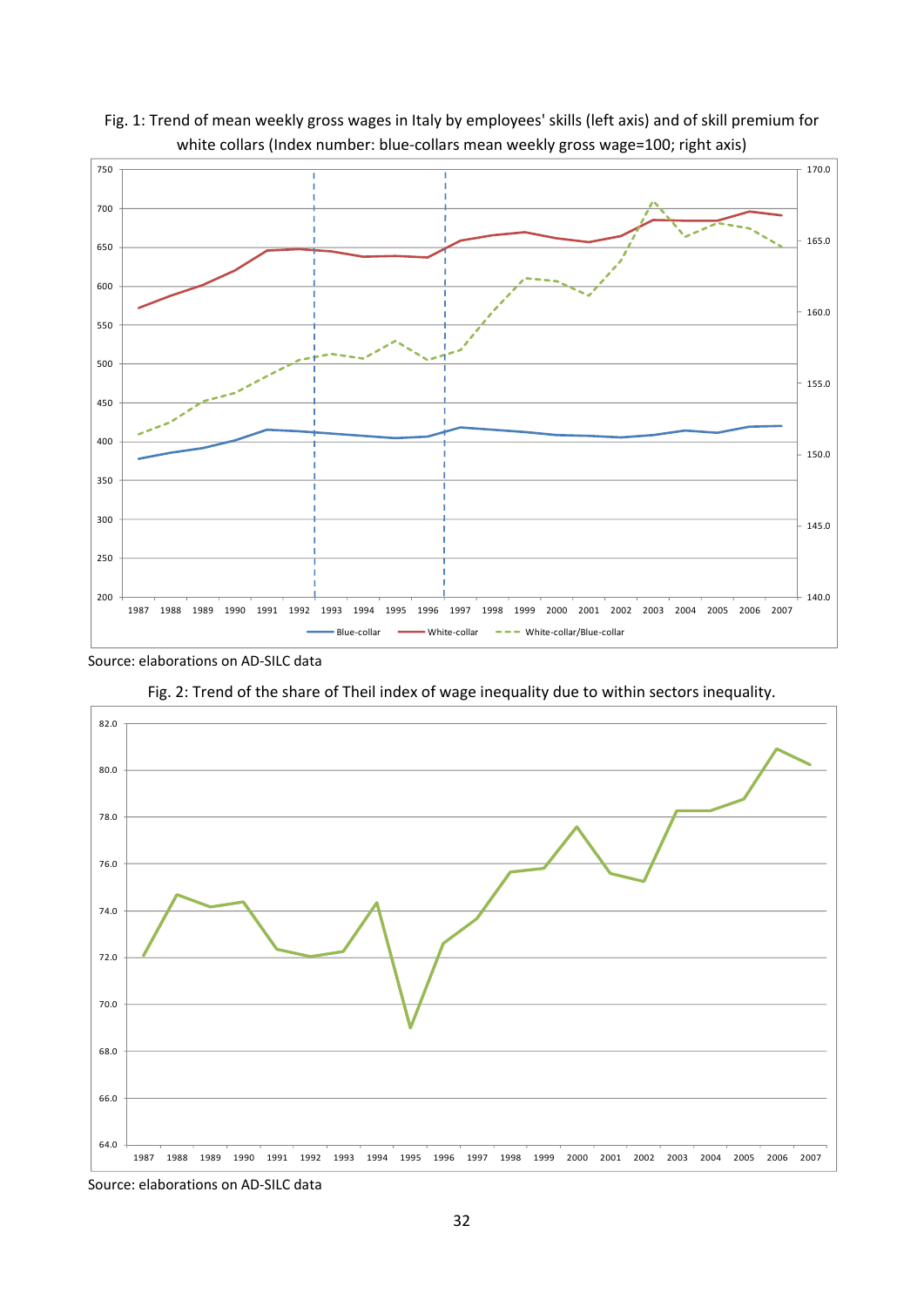Fig. 1: Trend of mean weekly gross wages in Italy by employees' skills (left axis) and of skill premium for white collars (Index number: blue-collars mean weekly gross wage=100; right axis)

Source: elaborations on AD-SILC data

Fig. 2: Trend of the share of Theil index of wage inequality due to within sectors inequality.

Source: elaborations on AD-SILC data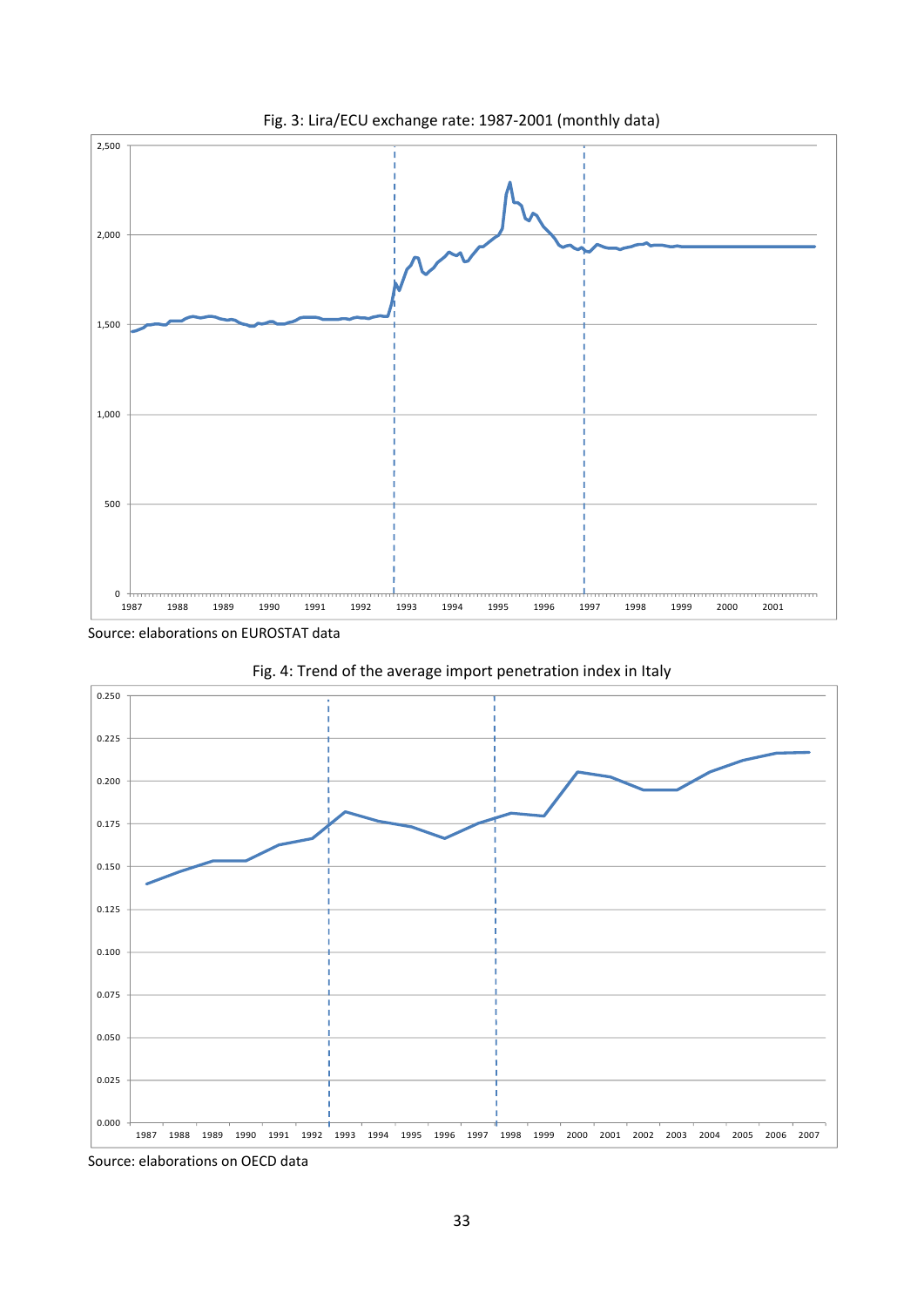Fig. 3: Lira/ECU exchange rate: 1987-2001 (monthly data)

Source: elaborations on EUROSTAT data

Fig. 4: Trend of the average import penetration index in Italy

Source: elaborations on OECD data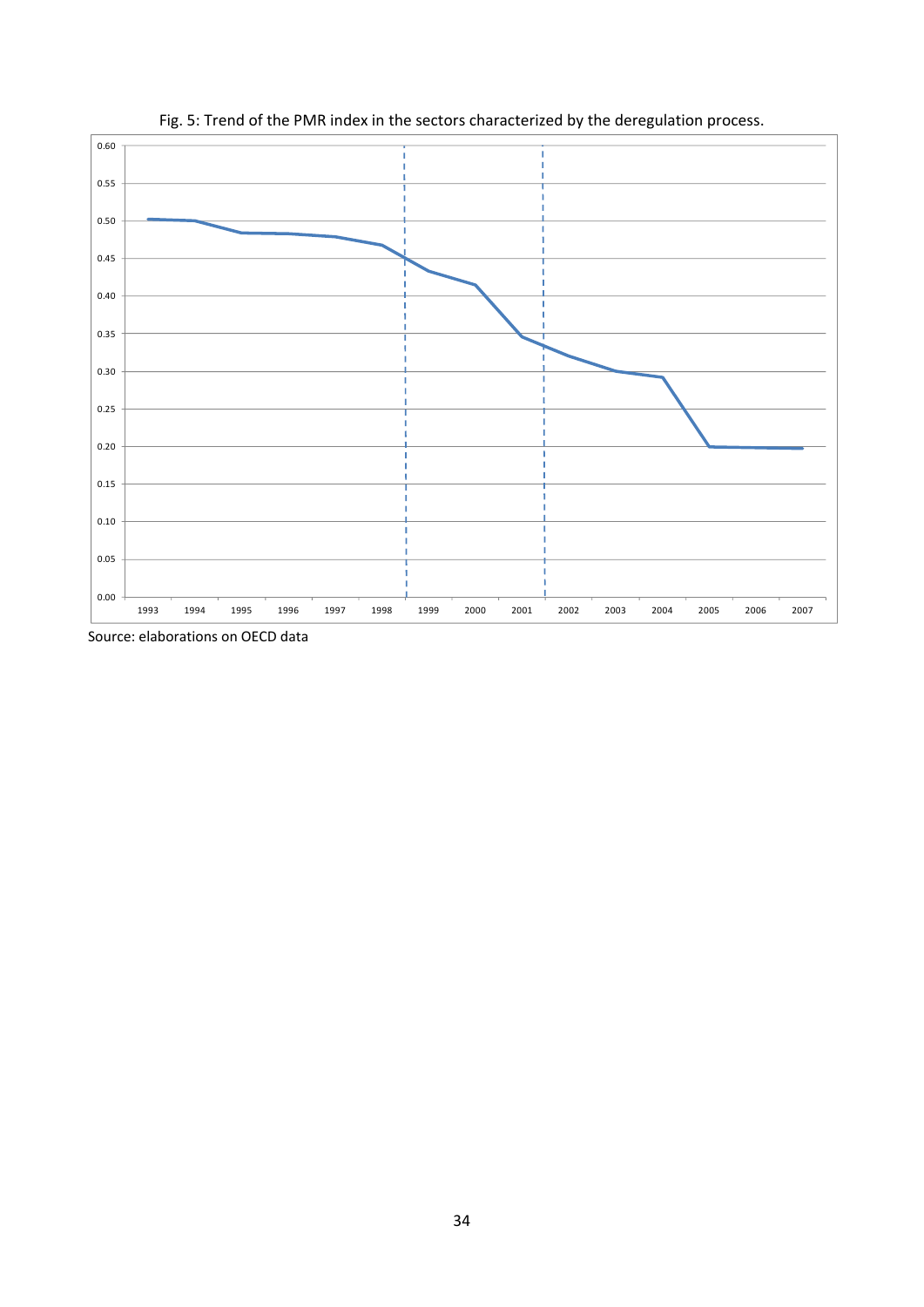Fig. 5: Trend of the PMR index in the sectors characterized by the deregulation process.

Source: elaborations on OECD data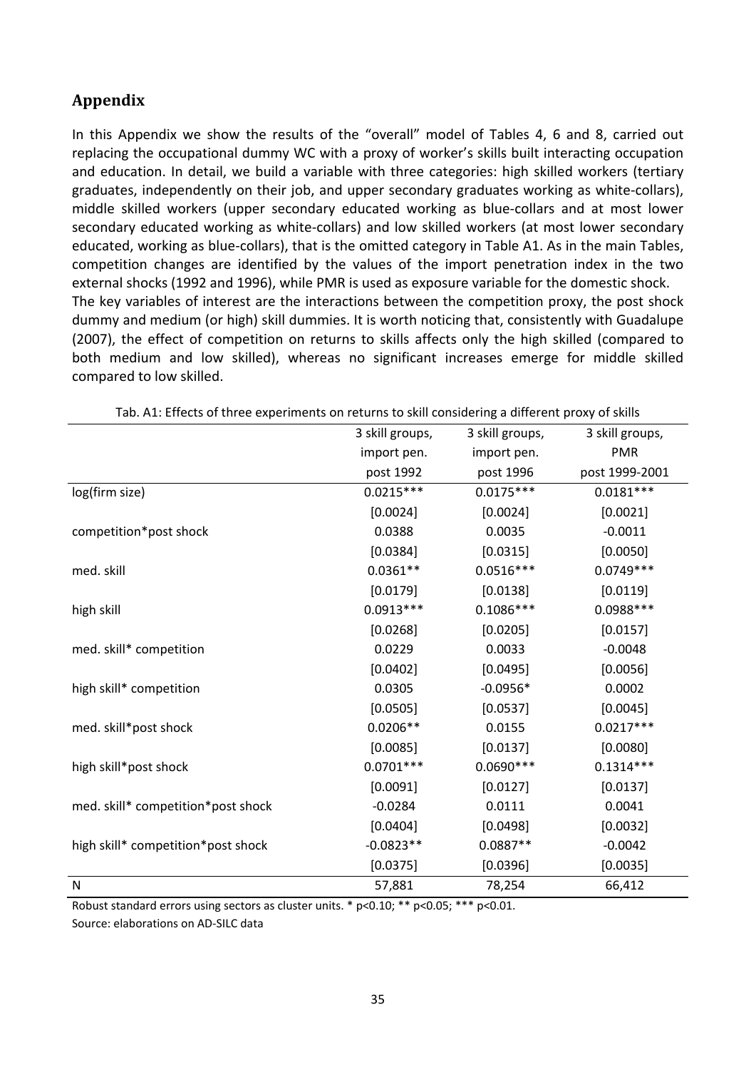## Appendix

In this Appendix we show the results of the "overall" model of Tables 4, 6 and 8, carried out replacing the occupational dummy WC with a proxy of worker's skills built interacting occupation and education. In detail, we build a variable with three categories: high skilled workers (tertiary graduates, independently on their job, and upper secondary graduates working as white-collars), middle skilled workers (upper secondary educated working as blue-collars and at most lower secondary educated working as white-collars) and low skilled workers (at most lower secondary educated, working as blue-collars), that is the omitted category in Table A1. As in the main Tables, competition changes are identified by the values of the import penetration index in the two external shocks (1992 and 1996), while PMR is used as exposure variable for the domestic shock.

The key variables of interest are the interactions between the competition proxy, the post shock dummy and medium (or high) skill dummies. It is worth noticing that, consistently with Guadalupe (2007), the effect of competition on returns to skills affects only the high skilled (compared to both medium and low skilled), whereas no significant increases emerge for middle skilled compared to low skilled.

Tab. A1: Effects of three experiments on returns to skill considering a different proxy of skills

| | 3 skill groups, import pen. post 1992 | 3 skill groups, import pen. post 1996 | 3 skill groups, PMR post 1999-2001 |
|---|---|---|---|
| log(firm size) | 0.0215*** | 0.0175*** | 0.0181*** |
| | [0.0024] | [0.0024] | [0.0021] |
| competition*post shock | 0.0388 | 0.0035 | -0.0011 |
| | [0.0384] | [0.0315] | [0.0050] |
| med. skill | 0.0361** | 0.0516*** | 0.0749*** |
| | [0.0179] | [0.0138] | [0.0119] |
| high skill | 0.0913*** | 0.1086*** | 0.0988*** |
| | [0.0268] | [0.0205] | [0.0157] |
| med. skill* competition | 0.0229 | 0.0033 | -0.0048 |
| | [0.0402] | [0.0495] | [0.0056] |
| high skill* competition | 0.0305 | -0.0956* | 0.0002 |
| | [0.0505] | [0.0537] | [0.0045] |
| med. skill*post shock | 0.0206** | 0.0155 | 0.0217*** |
| | [0.0085] | [0.0137] | [0.0080] |
| high skill*post shock | 0.0701*** | 0.0690*** | 0.1314*** |
| | [0.0091] | [0.0127] | [0.0137] |
| med. skill* competition*post shock | -0.0284 | 0.0111 | 0.0041 |
| | [0.0404] | [0.0498] | [0.0032] |
| high skill* competition*post shock | -0.0823** | 0.0887** | -0.0042 |
| | [0.0375] | [0.0396] | [0.0035] |
| N | 57,881 | 78,254 | 66,412 |

Robust standard errors using sectors as cluster units. * $p<0.10$; ** $p<0.05$; *** $p<0.01$.

Source: elaborations on AD-SILC data